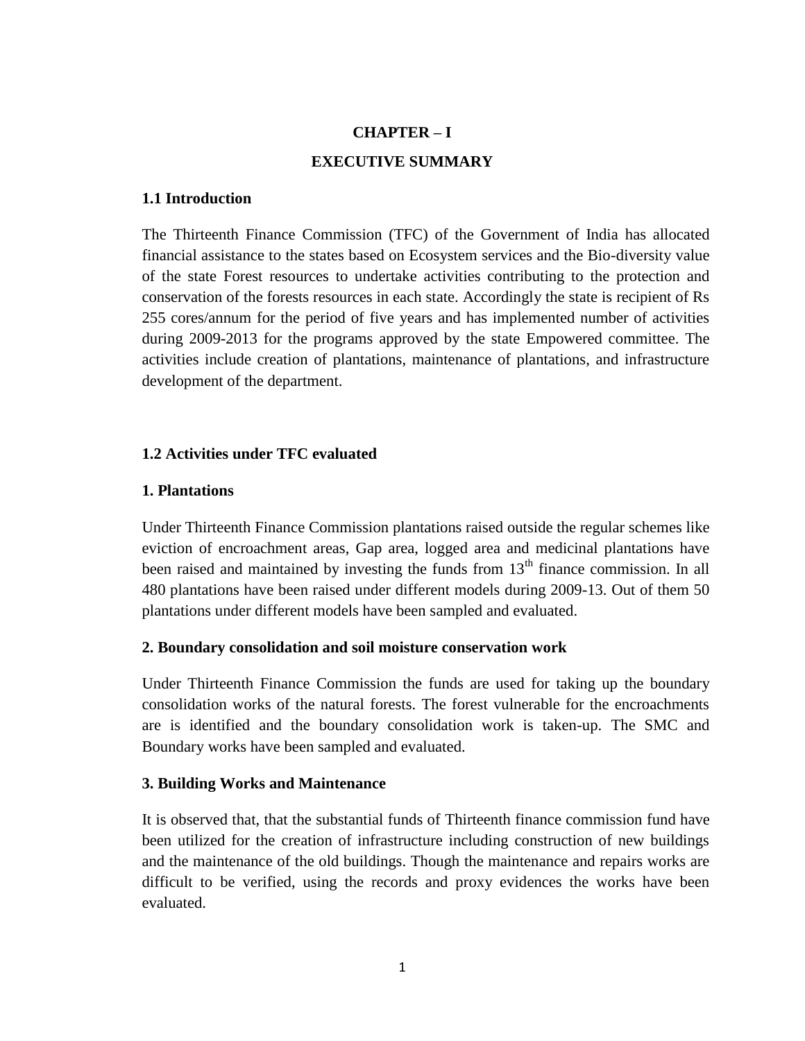# CHAPTER – I

# EXECUTIVE SUMMARY

## 1.1 Introduction

The Thirteenth Finance Commission (TFC) of the Government of India has allocated financial assistance to the states based on Ecosystem services and the Bio-diversity value of the state Forest resources to undertake activities contributing to the protection and conservation of the forests resources in each state. Accordingly the state is recipient of Rs 255 cores/annum for the period of five years and has implemented number of activities during 2009-2013 for the programs approved by the state Empowered committee. The activities include creation of plantations, maintenance of plantations, and infrastructure development of the department.

## 1.2 Activities under TFC evaluated

### 1. Plantations

Under Thirteenth Finance Commission plantations raised outside the regular schemes like eviction of encroachment areas, Gap area, logged area and medicinal plantations have been raised and maintained by investing the funds from 13th finance commission. In all 480 plantations have been raised under different models during 2009-13. Out of them 50 plantations under different models have been sampled and evaluated.

### 2. Boundary consolidation and soil moisture conservation work

Under Thirteenth Finance Commission the funds are used for taking up the boundary consolidation works of the natural forests. The forest vulnerable for the encroachments are is identified and the boundary consolidation work is taken-up. The SMC and Boundary works have been sampled and evaluated.

### 3. Building Works and Maintenance

It is observed that, that the substantial funds of Thirteenth finance commission fund have been utilized for the creation of infrastructure including construction of new buildings and the maintenance of the old buildings. Though the maintenance and repairs works are difficult to be verified, using the records and proxy evidences the works have been evaluated.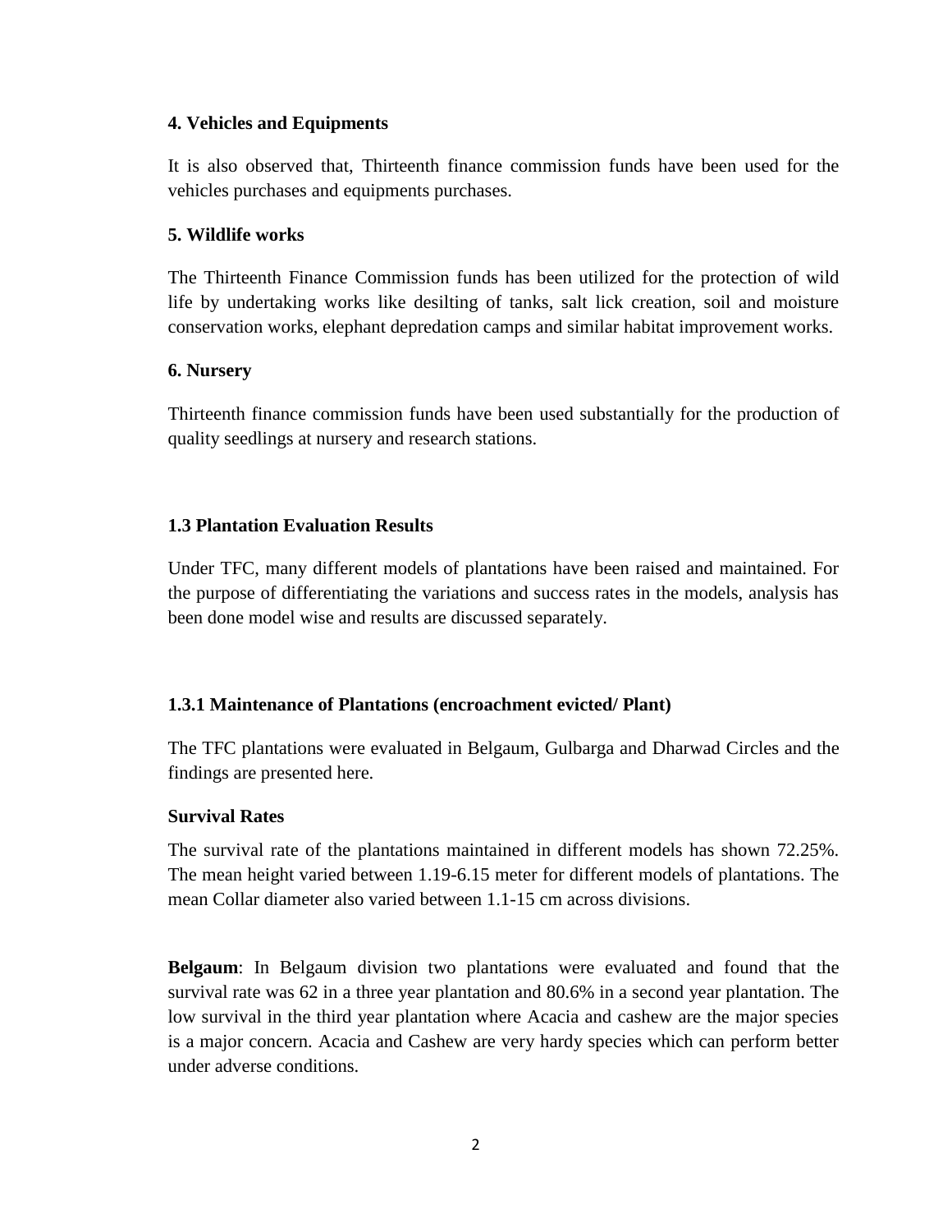**4. Vehicles and Equipments**

It is also observed that, Thirteenth finance commission funds have been used for the vehicles purchases and equipments purchases.

**5. Wildlife works**

The Thirteenth Finance Commission funds has been utilized for the protection of wild life by undertaking works like desilting of tanks, salt lick creation, soil and moisture conservation works, elephant depredation camps and similar habitat improvement works.

**6. Nursery**

Thirteenth finance commission funds have been used substantially for the production of quality seedlings at nursery and research stations.

### 1.3 Plantation Evaluation Results

Under TFC, many different models of plantations have been raised and maintained. For the purpose of differentiating the variations and success rates in the models, analysis has been done model wise and results are discussed separately.

#### 1.3.1 Maintenance of Plantations (encroachment evicted/ Plant)

The TFC plantations were evaluated in Belgaum, Gulbarga and Dharwad Circles and the findings are presented here.

**Survival Rates**

The survival rate of the plantations maintained in different models has shown 72.25%. The mean height varied between 1.19-6.15 meter for different models of plantations. The mean Collar diameter also varied between 1.1-15 cm across divisions.

**Belgaum**: In Belgaum division two plantations were evaluated and found that the survival rate was 62 in a three year plantation and 80.6% in a second year plantation. The low survival in the third year plantation where Acacia and cashew are the major species is a major concern. Acacia and Cashew are very hardy species which can perform better under adverse conditions.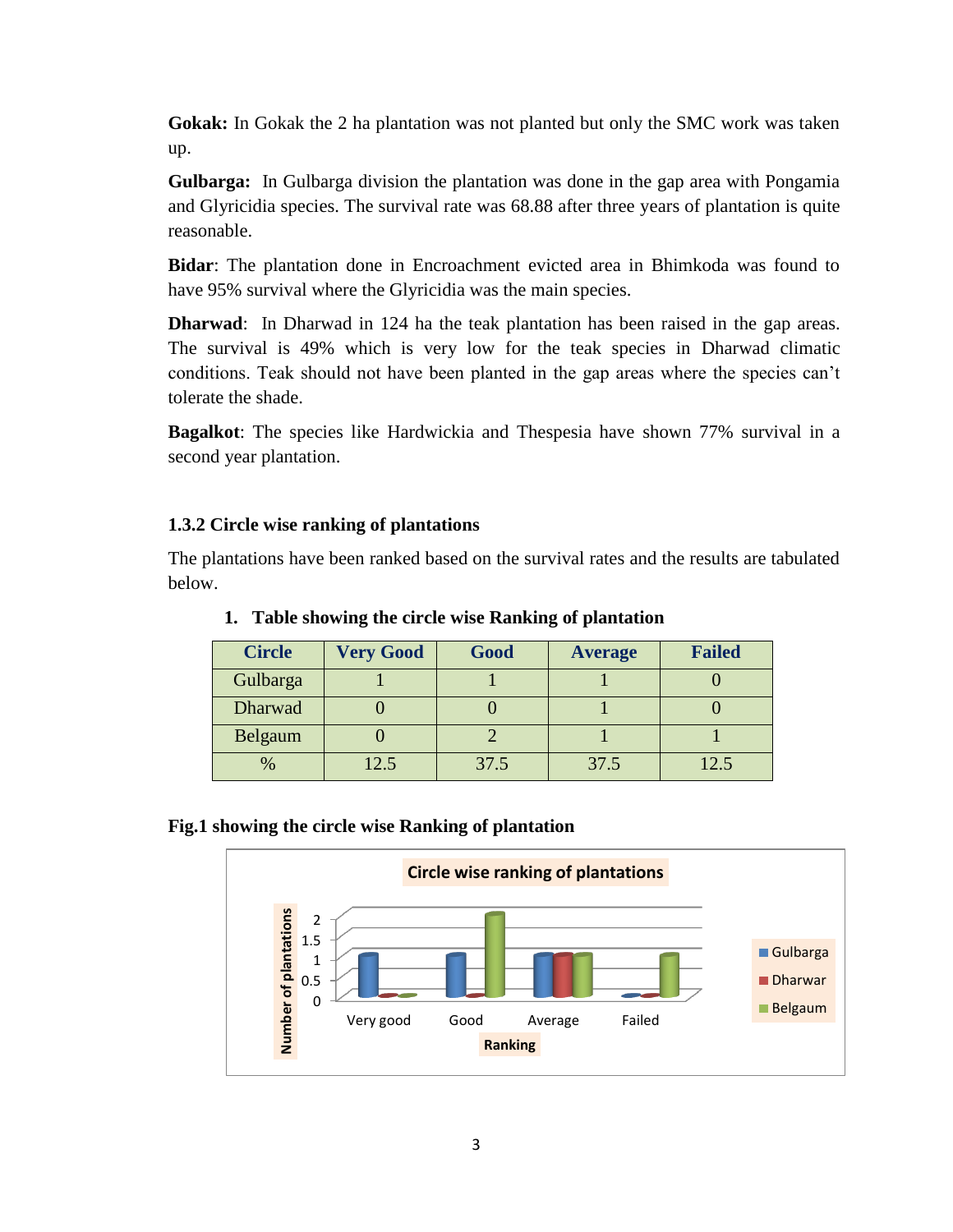**Gokak:** In Gokak the 2 ha plantation was not planted but only the SMC work was taken up.

**Gulbarga:** In Gulbarga division the plantation was done in the gap area with Pongamia and Glyricidia species. The survival rate was 68.88 after three years of plantation is quite reasonable.

**Bidar**: The plantation done in Encroachment evicted area in Bhimkoda was found to have 95% survival where the Glyricidia was the main species.

**Dharwad**: In Dharwad in 124 ha the teak plantation has been raised in the gap areas. The survival is 49% which is very low for the teak species in Dharwad climatic conditions. Teak should not have been planted in the gap areas where the species can't tolerate the shade.

**Bagalkot**: The species like Hardwickia and Thespesia have shown 77% survival in a second year plantation.

### 1.3.2 Circle wise ranking of plantations

The plantations have been ranked based on the survival rates and the results are tabulated below.

**1. Table showing the circle wise Ranking of plantation**

| Circle | Very Good | Good | Average | Failed |
|---|---|---|---|---|
| Gulbarga | 1 | 1 | 1 | 0 |
| Dharwad | 0 | 0 | 1 | 0 |
| Belgaum | 0 | 2 | 1 | 1 |
| % | 12.5 | 37.5 | 37.5 | 12.5 |

**Fig.1 showing the circle wise Ranking of plantation**

Circle wise ranking of plantations

| Ranking | Gulbarga | Dharwar | Belgaum |
|---|---|---|---|
| Very good | 1 | 0 | 0 |
| Good | 1 | 0 | 2 |
| Average | 1 | 1 | 1 |
| Failed | 0 | 0 | 1 |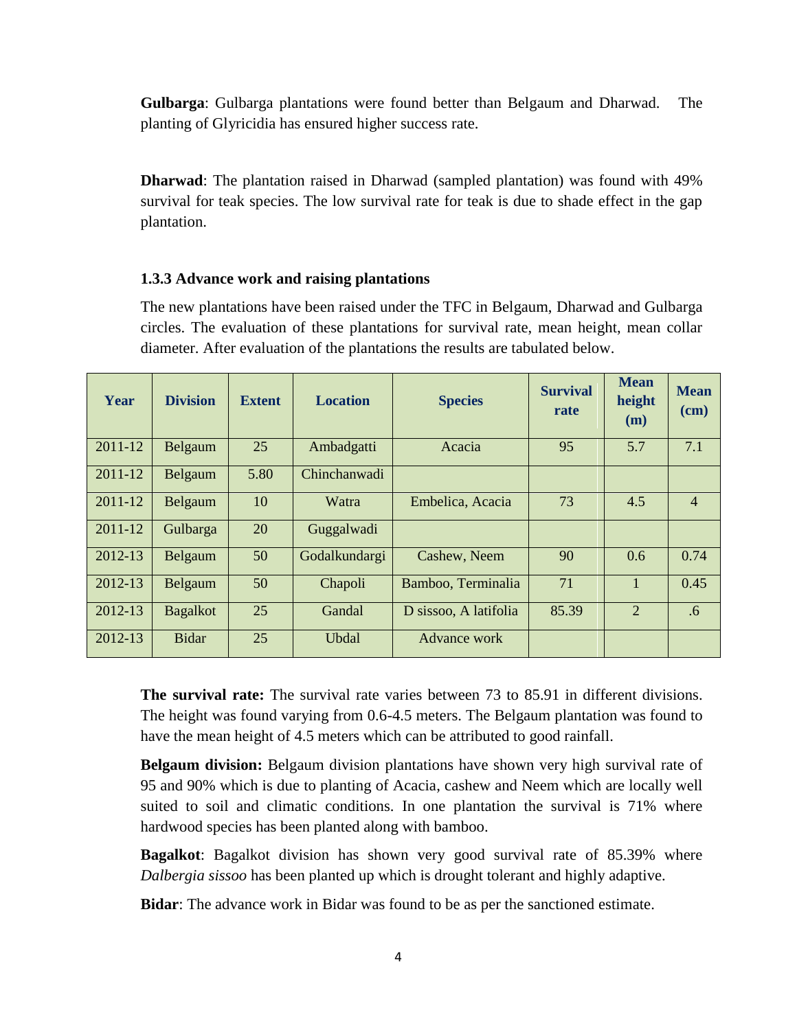**Gulbarga**: Gulbarga plantations were found better than Belgaum and Dharwad. The planting of Glyricidia has ensured higher success rate.

**Dharwad**: The plantation raised in Dharwad (sampled plantation) was found with 49% survival for teak species. The low survival rate for teak is due to shade effect in the gap plantation.

### 1.3.3 Advance work and raising plantations

The new plantations have been raised under the TFC in Belgaum, Dharwad and Gulbarga circles. The evaluation of these plantations for survival rate, mean height, mean collar diameter. After evaluation of the plantations the results are tabulated below.

| Year | Division | Extent | Location | Species | Survival rate | Mean height (m) | Mean (cm) |
|---|---|---|---|---|---|---|---|
| 2011-12 | Belgaum | 25 | Ambadgatti | Acacia | 95 | 5.7 | 7.1 |
| 2011-12 | Belgaum | 5.80 | Chinchanwadi | | | | |
| 2011-12 | Belgaum | 10 | Watra | Embelica, Acacia | 73 | 4.5 | 4 |
| 2011-12 | Gulbarga | 20 | Guggalwadi | | | | |
| 2012-13 | Belgaum | 50 | Godalkundargi | Cashew, Neem | 90 | 0.6 | 0.74 |
| 2012-13 | Belgaum | 50 | Chapoli | Bamboo, Terminalia | 71 | 1 | 0.45 |
| 2012-13 | Bagalkot | 25 | Gandal | D sissoo, A latifolia | 85.39 | 2 | .6 |
| 2012-13 | Bidar | 25 | Ubdal | Advance work | | | |

**The survival rate:** The survival rate varies between 73 to 85.91 in different divisions. The height was found varying from 0.6-4.5 meters. The Belgaum plantation was found to have the mean height of 4.5 meters which can be attributed to good rainfall.

**Belgaum division:** Belgaum division plantations have shown very high survival rate of 95 and 90% which is due to planting of Acacia, cashew and Neem which are locally well suited to soil and climatic conditions. In one plantation the survival is 71% where hardwood species has been planted along with bamboo.

**Bagalkot**: Bagalkot division has shown very good survival rate of 85.39% where *Dalbergia sissoo* has been planted up which is drought tolerant and highly adaptive.

**Bidar**: The advance work in Bidar was found to be as per the sanctioned estimate.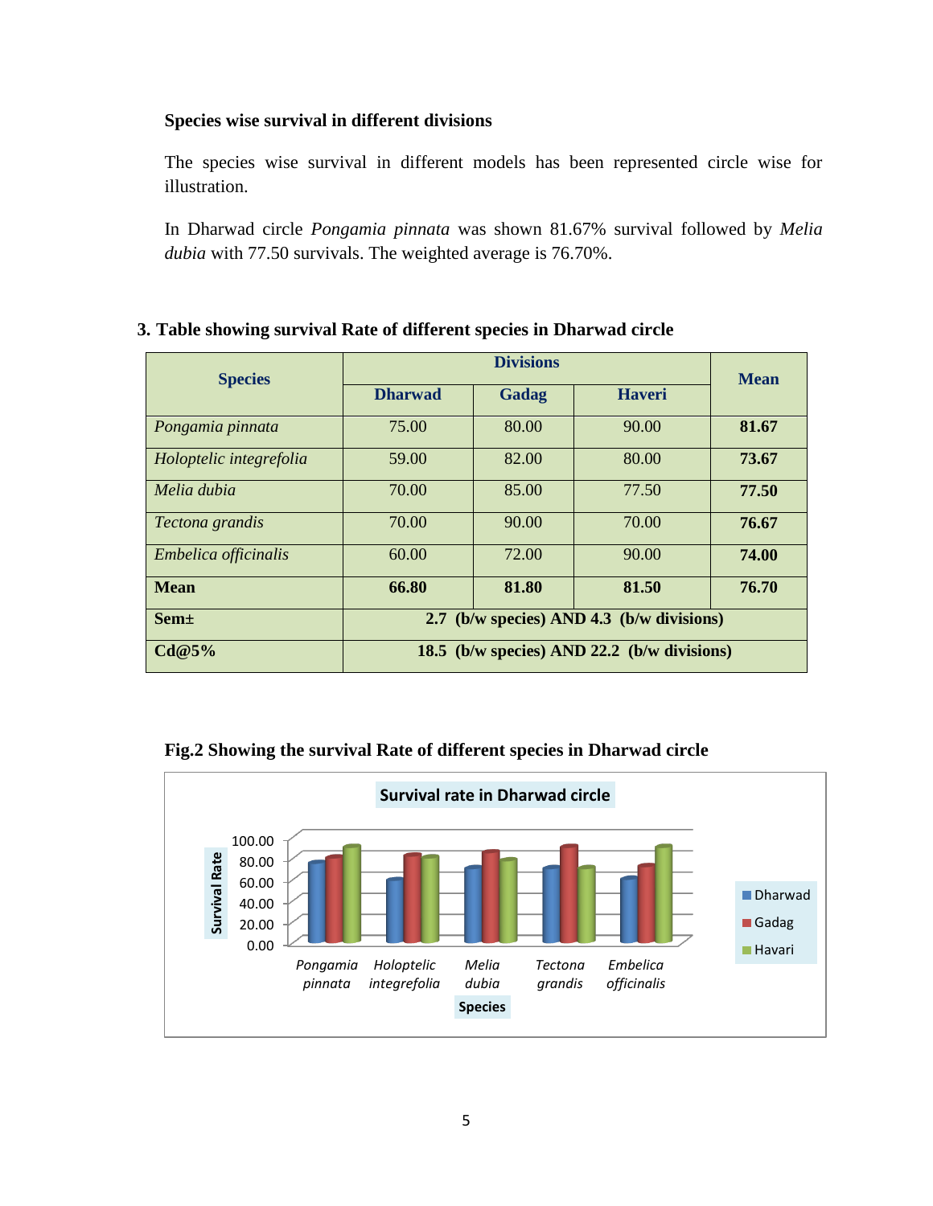### Species wise survival in different divisions

The species wise survival in different models has been represented circle wise for illustration.

In Dharwad circle *Pongamia pinnata* was shown 81.67% survival followed by *Melia dubia* with 77.50 survivals. The weighted average is 76.70%.

**3. Table showing survival Rate of different species in Dharwad circle**

| Species | Divisions | | | Mean |
|---|---|---|---|---|
| | Dharwad | Gadag | Haveri | |
| *Pongamia pinnata* | 75.00 | 80.00 | 90.00 | **81.67** |
| *Holoptelic integrefolia* | 59.00 | 82.00 | 80.00 | **73.67** |
| *Melia dubia* | 70.00 | 85.00 | 77.50 | **77.50** |
| *Tectona grandis* | 70.00 | 90.00 | 70.00 | **76.67** |
| *Embelica officinalis* | 60.00 | 72.00 | 90.00 | **74.00** |
| **Mean** | **66.80** | **81.80** | **81.50** | **76.70** |
| **Sem±** | **2.7 (b/w species) AND 4.3 (b/w divisions)** | | | |
| **Cd@5%** | **18.5 (b/w species) AND 22.2 (b/w divisions)** | | | |

**Fig.2 Showing the survival Rate of different species in Dharwad circle**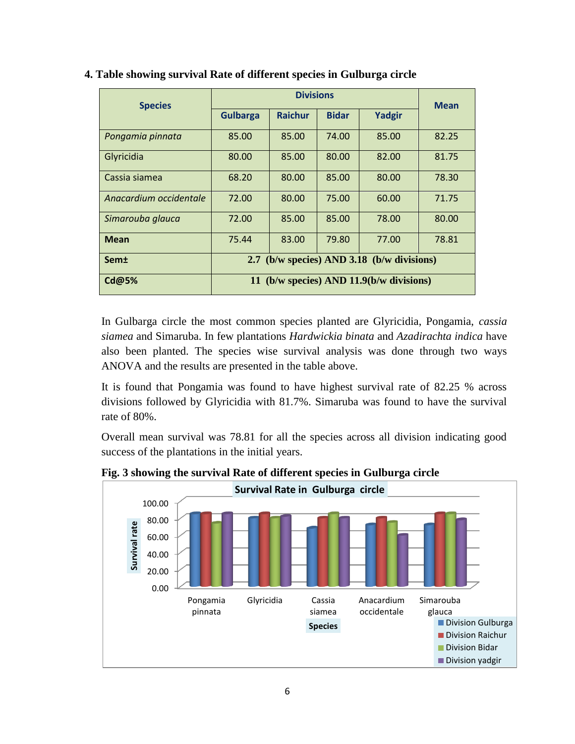**4. Table showing survival Rate of different species in Gulburga circle**

| Species | Divisions | | | | Mean |
|---|---|---|---|---|---|
| | Gulbarga | Raichur | Bidar | Yadgir | |
| *Pongamia pinnata* | 85.00 | 85.00 | 74.00 | 85.00 | 82.25 |
| Glyricidia | 80.00 | 85.00 | 80.00 | 82.00 | 81.75 |
| Cassia siamea | 68.20 | 80.00 | 85.00 | 80.00 | 78.30 |
| *Anacardium occidentale* | 72.00 | 80.00 | 75.00 | 60.00 | 71.75 |
| *Simarouba glauca* | 72.00 | 85.00 | 85.00 | 78.00 | 80.00 |
| **Mean** | 75.44 | 83.00 | 79.80 | 77.00 | 78.81 |
| **Sem±** | 2.7 (b/w species) AND 3.18 (b/w divisions) | | | | |
| **Cd@5%** | 11 (b/w species) AND 11.9(b/w divisions) | | | | |

In Gulbarga circle the most common species planted are Glyricidia, Pongamia, *cassia siamea* and Simaruba. In few plantations *Hardwickia binata* and *Azadirachta indica* have also been planted. The species wise survival analysis was done through two ways ANOVA and the results are presented in the table above.

It is found that Pongamia was found to have highest survival rate of 82.25 % across divisions followed by Glyricidia with 81.7%. Simaruba was found to have the survival rate of 80%.

Overall mean survival was 78.81 for all the species across all division indicating good success of the plantations in the initial years.

**Fig. 3 showing the survival Rate of different species in Gulburga circle**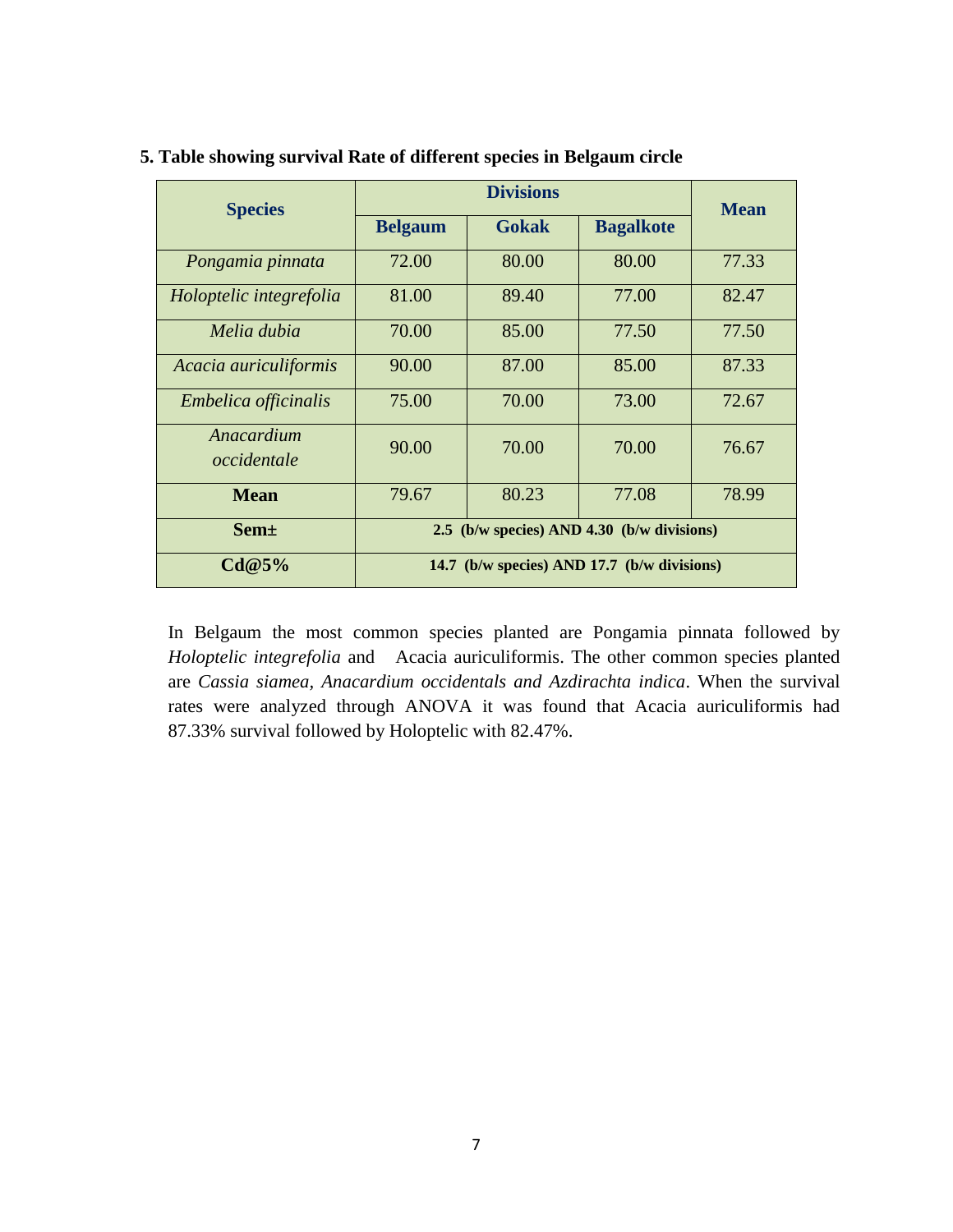**5. Table showing survival Rate of different species in Belgaum circle**

| Species | Divisions | | | Mean |
|---|---|---|---|---|
| | Belgaum | Gokak | Bagalkote | |
| *Pongamia pinnata* | 72.00 | 80.00 | 80.00 | 77.33 |
| *Holoptelic integrefolia* | 81.00 | 89.40 | 77.00 | 82.47 |
| *Melia dubia* | 70.00 | 85.00 | 77.50 | 77.50 |
| *Acacia auriculiformis* | 90.00 | 87.00 | 85.00 | 87.33 |
| *Embelica officinalis* | 75.00 | 70.00 | 73.00 | 72.67 |
| *Anacardium occidentale* | 90.00 | 70.00 | 70.00 | 76.67 |
| **Mean** | 79.67 | 80.23 | 77.08 | 78.99 |
| **Sem±** | **2.5 (b/w species) AND 4.30 (b/w divisions)** | | | |
| **Cd@5%** | **14.7 (b/w species) AND 17.7 (b/w divisions)** | | | |

In Belgaum the most common species planted are Pongamia pinnata followed by *Holoptelic integrefolia* and Acacia auriculiformis. The other common species planted are *Cassia siamea, Anacardium occidentals and Azdirachta indica*. When the survival rates were analyzed through ANOVA it was found that Acacia auriculiformis had 87.33% survival followed by Holoptelic with 82.47%.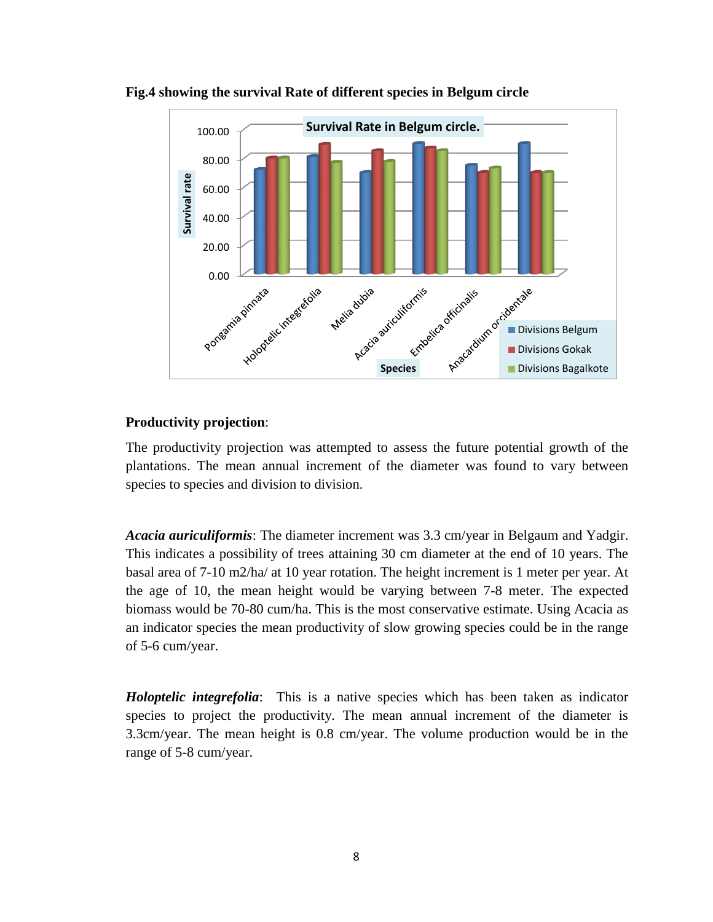**Fig.4 showing the survival Rate of different species in Belgum circle**

**Productivity projection**:

The productivity projection was attempted to assess the future potential growth of the plantations. The mean annual increment of the diameter was found to vary between species to species and division to division.

***Acacia auriculiformis***: The diameter increment was 3.3 cm/year in Belgaum and Yadgir. This indicates a possibility of trees attaining 30 cm diameter at the end of 10 years. The basal area of 7-10 m2/ha/ at 10 year rotation. The height increment is 1 meter per year. At the age of 10, the mean height would be varying between 7-8 meter. The expected biomass would be 70-80 cum/ha. This is the most conservative estimate. Using Acacia as an indicator species the mean productivity of slow growing species could be in the range of 5-6 cum/year.

***Holoptelic integrefolia***: This is a native species which has been taken as indicator species to project the productivity. The mean annual increment of the diameter is 3.3cm/year. The mean height is 0.8 cm/year. The volume production would be in the range of 5-8 cum/year.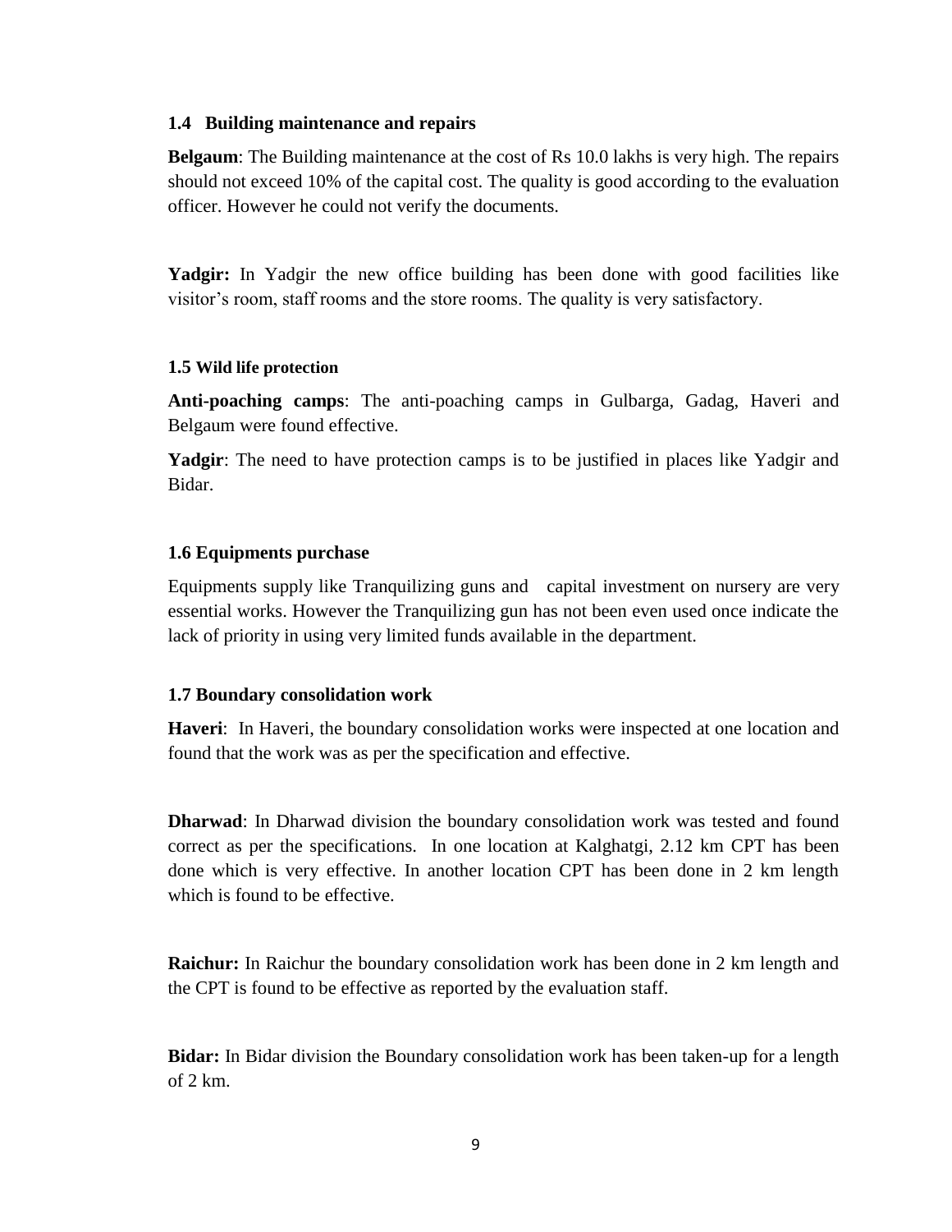### 1.4 Building maintenance and repairs

**Belgaum**: The Building maintenance at the cost of Rs 10.0 lakhs is very high. The repairs should not exceed 10% of the capital cost. The quality is good according to the evaluation officer. However he could not verify the documents.

**Yadgir:** In Yadgir the new office building has been done with good facilities like visitor's room, staff rooms and the store rooms. The quality is very satisfactory.

### 1.5 Wild life protection

**Anti-poaching camps**: The anti-poaching camps in Gulbarga, Gadag, Haveri and Belgaum were found effective.

**Yadgir**: The need to have protection camps is to be justified in places like Yadgir and Bidar.

### 1.6 Equipments purchase

Equipments supply like Tranquilizing guns and capital investment on nursery are very essential works. However the Tranquilizing gun has not been even used once indicate the lack of priority in using very limited funds available in the department.

### 1.7 Boundary consolidation work

**Haveri**: In Haveri, the boundary consolidation works were inspected at one location and found that the work was as per the specification and effective.

**Dharwad**: In Dharwad division the boundary consolidation work was tested and found correct as per the specifications. In one location at Kalghatgi, 2.12 km CPT has been done which is very effective. In another location CPT has been done in 2 km length which is found to be effective.

**Raichur:** In Raichur the boundary consolidation work has been done in 2 km length and the CPT is found to be effective as reported by the evaluation staff.

**Bidar:** In Bidar division the Boundary consolidation work has been taken-up for a length of 2 km.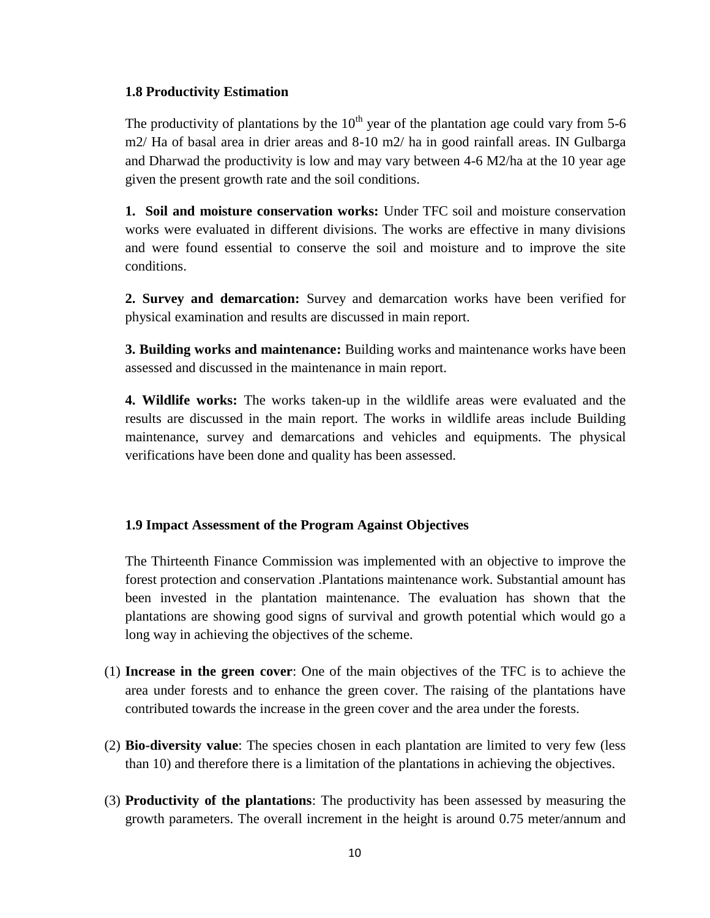### 1.8 Productivity Estimation

The productivity of plantations by the 10th year of the plantation age could vary from 5-6 m2/ Ha of basal area in drier areas and 8-10 m2/ ha in good rainfall areas. IN Gulbarga and Dharwad the productivity is low and may vary between 4-6 M2/ha at the 10 year age given the present growth rate and the soil conditions.

**1. Soil and moisture conservation works:** Under TFC soil and moisture conservation works were evaluated in different divisions. The works are effective in many divisions and were found essential to conserve the soil and moisture and to improve the site conditions.

**2. Survey and demarcation:** Survey and demarcation works have been verified for physical examination and results are discussed in main report.

**3. Building works and maintenance:** Building works and maintenance works have been assessed and discussed in the maintenance in main report.

**4. Wildlife works:** The works taken-up in the wildlife areas were evaluated and the results are discussed in the main report. The works in wildlife areas include Building maintenance, survey and demarcations and vehicles and equipments. The physical verifications have been done and quality has been assessed.

### 1.9 Impact Assessment of the Program Against Objectives

The Thirteenth Finance Commission was implemented with an objective to improve the forest protection and conservation .Plantations maintenance work. Substantial amount has been invested in the plantation maintenance. The evaluation has shown that the plantations are showing good signs of survival and growth potential which would go a long way in achieving the objectives of the scheme.

(1) **Increase in the green cover**: One of the main objectives of the TFC is to achieve the area under forests and to enhance the green cover. The raising of the plantations have contributed towards the increase in the green cover and the area under the forests.

(2) **Bio-diversity value**: The species chosen in each plantation are limited to very few (less than 10) and therefore there is a limitation of the plantations in achieving the objectives.

(3) **Productivity of the plantations**: The productivity has been assessed by measuring the growth parameters. The overall increment in the height is around 0.75 meter/annum and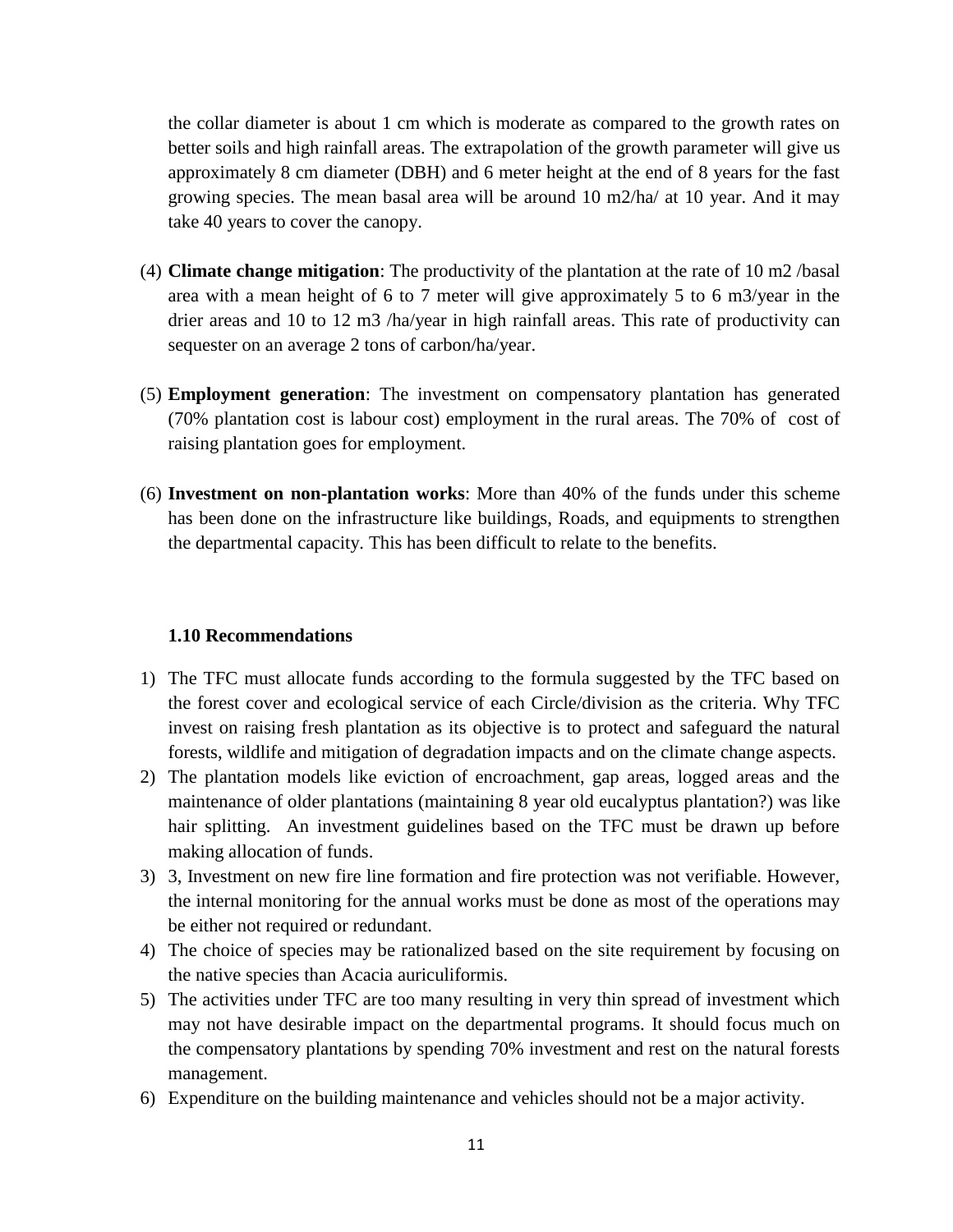the collar diameter is about 1 cm which is moderate as compared to the growth rates on better soils and high rainfall areas. The extrapolation of the growth parameter will give us approximately 8 cm diameter (DBH) and 6 meter height at the end of 8 years for the fast growing species. The mean basal area will be around 10 m2/ha/ at 10 year. And it may take 40 years to cover the canopy.

(4) **Climate change mitigation**: The productivity of the plantation at the rate of 10 m2 /basal area with a mean height of 6 to 7 meter will give approximately 5 to 6 m3/year in the drier areas and 10 to 12 m3 /ha/year in high rainfall areas. This rate of productivity can sequester on an average 2 tons of carbon/ha/year.

(5) **Employment generation**: The investment on compensatory plantation has generated (70% plantation cost is labour cost) employment in the rural areas. The 70% of cost of raising plantation goes for employment.

(6) **Investment on non-plantation works**: More than 40% of the funds under this scheme has been done on the infrastructure like buildings, Roads, and equipments to strengthen the departmental capacity. This has been difficult to relate to the benefits.

### 1.10 Recommendations

1) The TFC must allocate funds according to the formula suggested by the TFC based on the forest cover and ecological service of each Circle/division as the criteria. Why TFC invest on raising fresh plantation as its objective is to protect and safeguard the natural forests, wildlife and mitigation of degradation impacts and on the climate change aspects.
2) The plantation models like eviction of encroachment, gap areas, logged areas and the maintenance of older plantations (maintaining 8 year old eucalyptus plantation?) was like hair splitting. An investment guidelines based on the TFC must be drawn up before making allocation of funds.
3) 3, Investment on new fire line formation and fire protection was not verifiable. However, the internal monitoring for the annual works must be done as most of the operations may be either not required or redundant.
4) The choice of species may be rationalized based on the site requirement by focusing on the native species than Acacia auriculiformis.
5) The activities under TFC are too many resulting in very thin spread of investment which may not have desirable impact on the departmental programs. It should focus much on the compensatory plantations by spending 70% investment and rest on the natural forests management.
6) Expenditure on the building maintenance and vehicles should not be a major activity.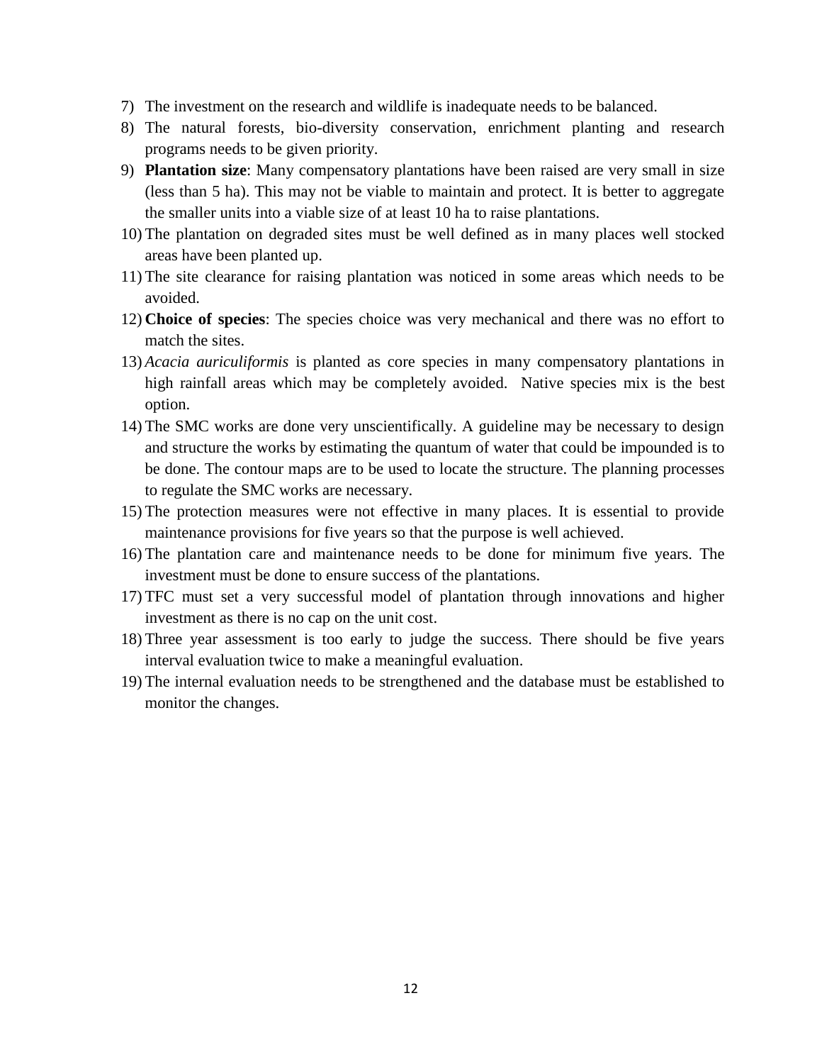7) The investment on the research and wildlife is inadequate needs to be balanced.
8) The natural forests, bio-diversity conservation, enrichment planting and research programs needs to be given priority.
9) **Plantation size**: Many compensatory plantations have been raised are very small in size (less than 5 ha). This may not be viable to maintain and protect. It is better to aggregate the smaller units into a viable size of at least 10 ha to raise plantations.
10) The plantation on degraded sites must be well defined as in many places well stocked areas have been planted up.
11) The site clearance for raising plantation was noticed in some areas which needs to be avoided.
12) **Choice of species**: The species choice was very mechanical and there was no effort to match the sites.
13) *Acacia auriculiformis* is planted as core species in many compensatory plantations in high rainfall areas which may be completely avoided. Native species mix is the best option.
14) The SMC works are done very unscientifically. A guideline may be necessary to design and structure the works by estimating the quantum of water that could be impounded is to be done. The contour maps are to be used to locate the structure. The planning processes to regulate the SMC works are necessary.
15) The protection measures were not effective in many places. It is essential to provide maintenance provisions for five years so that the purpose is well achieved.
16) The plantation care and maintenance needs to be done for minimum five years. The investment must be done to ensure success of the plantations.
17) TFC must set a very successful model of plantation through innovations and higher investment as there is no cap on the unit cost.
18) Three year assessment is too early to judge the success. There should be five years interval evaluation twice to make a meaningful evaluation.
19) The internal evaluation needs to be strengthened and the database must be established to monitor the changes.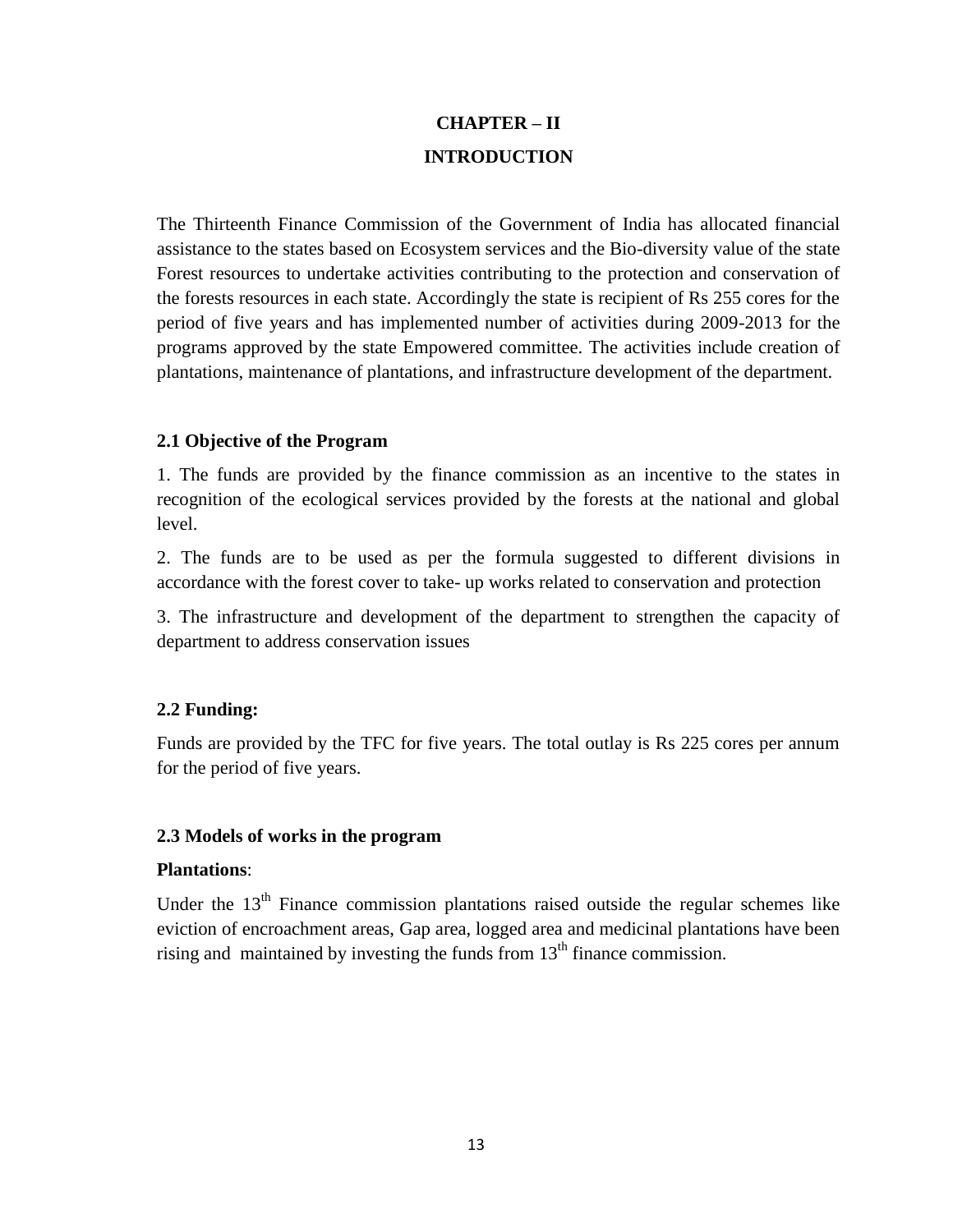# CHAPTER – II

# INTRODUCTION

The Thirteenth Finance Commission of the Government of India has allocated financial assistance to the states based on Ecosystem services and the Bio-diversity value of the state Forest resources to undertake activities contributing to the protection and conservation of the forests resources in each state. Accordingly the state is recipient of Rs 255 cores for the period of five years and has implemented number of activities during 2009-2013 for the programs approved by the state Empowered committee. The activities include creation of plantations, maintenance of plantations, and infrastructure development of the department.

## 2.1 Objective of the Program

1. The funds are provided by the finance commission as an incentive to the states in recognition of the ecological services provided by the forests at the national and global level.

2. The funds are to be used as per the formula suggested to different divisions in accordance with the forest cover to take- up works related to conservation and protection

3. The infrastructure and development of the department to strengthen the capacity of department to address conservation issues

## 2.2 Funding:

Funds are provided by the TFC for five years. The total outlay is Rs 225 cores per annum for the period of five years.

## 2.3 Models of works in the program

**Plantations**:

Under the 13th Finance commission plantations raised outside the regular schemes like eviction of encroachment areas, Gap area, logged area and medicinal plantations have been rising and maintained by investing the funds from 13th finance commission.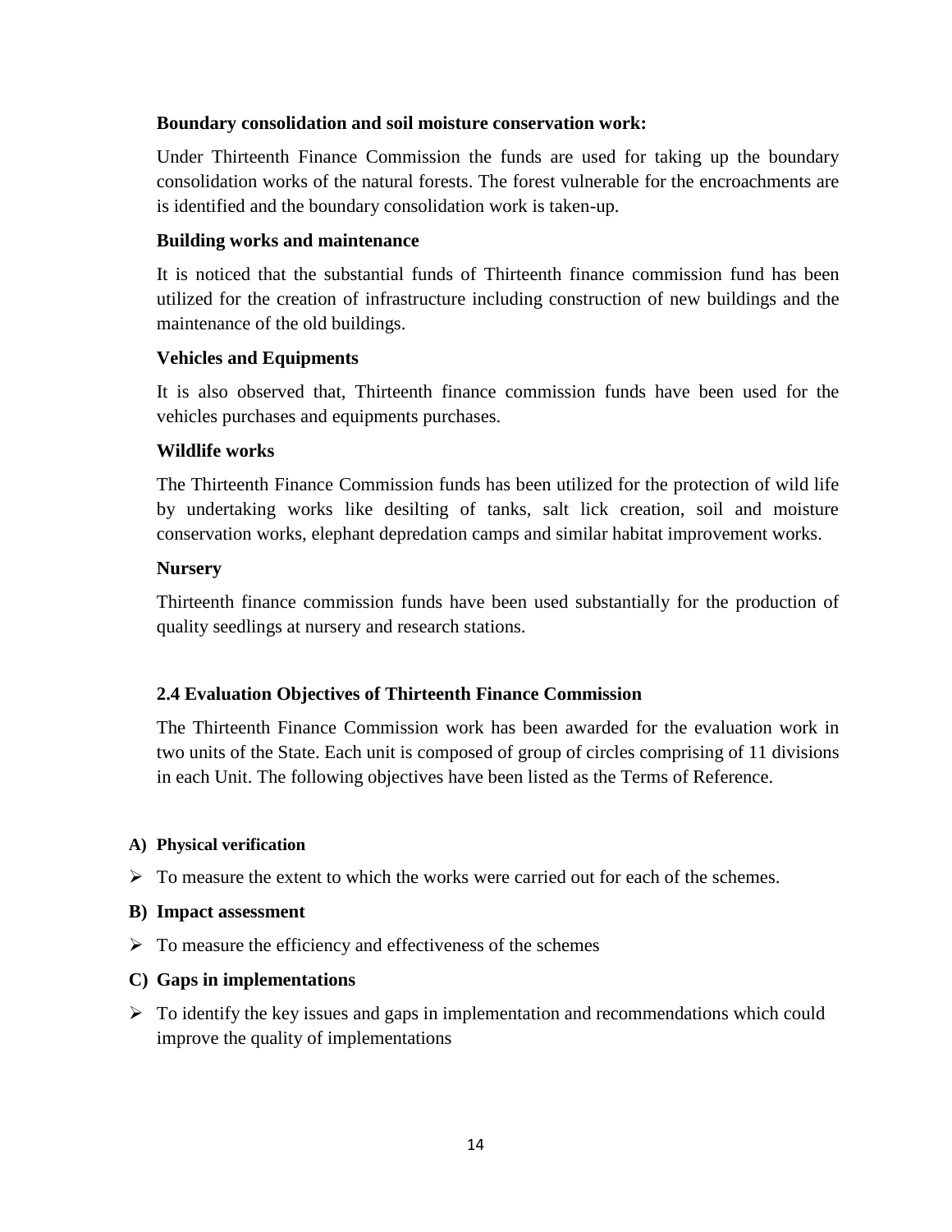**Boundary consolidation and soil moisture conservation work:**

Under Thirteenth Finance Commission the funds are used for taking up the boundary consolidation works of the natural forests. The forest vulnerable for the encroachments are is identified and the boundary consolidation work is taken-up.

**Building works and maintenance**

It is noticed that the substantial funds of Thirteenth finance commission fund has been utilized for the creation of infrastructure including construction of new buildings and the maintenance of the old buildings.

**Vehicles and Equipments**

It is also observed that, Thirteenth finance commission funds have been used for the vehicles purchases and equipments purchases.

**Wildlife works**

The Thirteenth Finance Commission funds has been utilized for the protection of wild life by undertaking works like desilting of tanks, salt lick creation, soil and moisture conservation works, elephant depredation camps and similar habitat improvement works.

**Nursery**

Thirteenth finance commission funds have been used substantially for the production of quality seedlings at nursery and research stations.

### 2.4 Evaluation Objectives of Thirteenth Finance Commission

The Thirteenth Finance Commission work has been awarded for the evaluation work in two units of the State. Each unit is composed of group of circles comprising of 11 divisions in each Unit. The following objectives have been listed as the Terms of Reference.

**A) Physical verification**

- To measure the extent to which the works were carried out for each of the schemes.

**B) Impact assessment**

- To measure the efficiency and effectiveness of the schemes

**C) Gaps in implementations**

- To identify the key issues and gaps in implementation and recommendations which could improve the quality of implementations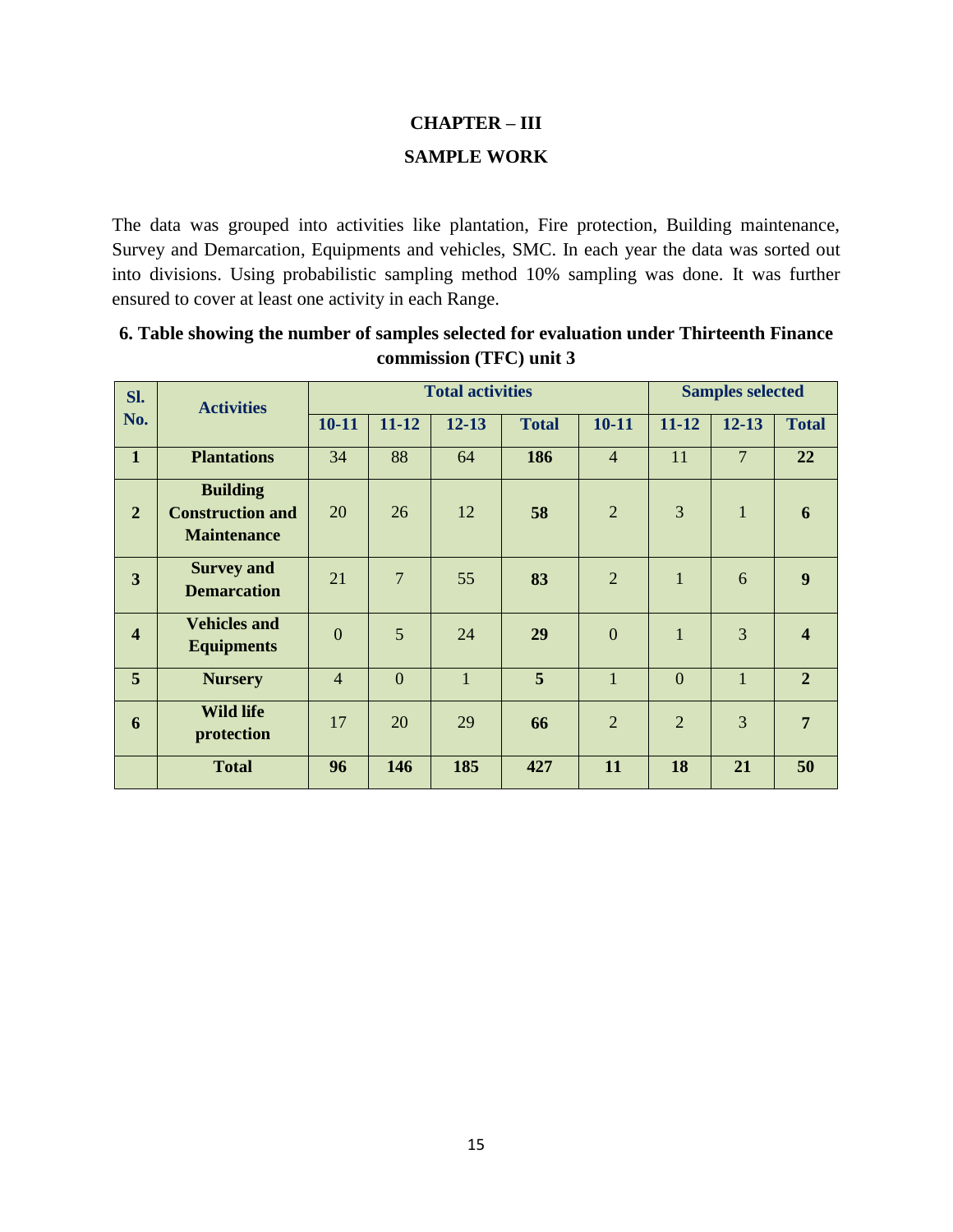# CHAPTER – III

## SAMPLE WORK

The data was grouped into activities like plantation, Fire protection, Building maintenance, Survey and Demarcation, Equipments and vehicles, SMC. In each year the data was sorted out into divisions. Using probabilistic sampling method 10% sampling was done. It was further ensured to cover at least one activity in each Range.

### 6. Table showing the number of samples selected for evaluation under Thirteenth Finance commission (TFC) unit 3

| Sl. No. | Activities | Total activities | | | | Samples selected | | | |
|---|---|---|---|---|---|---|---|---|---|
| | | 10-11 | 11-12 | 12-13 | Total | 10-11 | 11-12 | 12-13 | Total |
| **1** | **Plantations** | 34 | 88 | 64 | **186** | 4 | 11 | 7 | **22** |
| **2** | **Building Construction and Maintenance** | 20 | 26 | 12 | **58** | 2 | 3 | 1 | **6** |
| **3** | **Survey and Demarcation** | 21 | 7 | 55 | **83** | 2 | 1 | 6 | **9** |
| **4** | **Vehicles and Equipments** | 0 | 5 | 24 | **29** | 0 | 1 | 3 | **4** |
| **5** | **Nursery** | 4 | 0 | 1 | **5** | 1 | 0 | 1 | **2** |
| **6** | **Wild life protection** | 17 | 20 | 29 | **66** | 2 | 2 | 3 | **7** |
| | **Total** | **96** | **146** | **185** | **427** | **11** | **18** | **21** | **50** |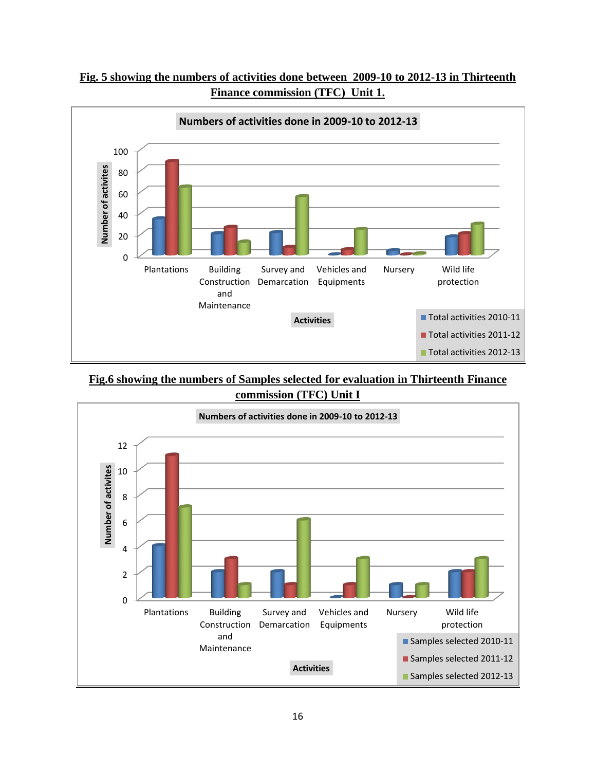**Fig. 5 showing the numbers of activities done between 2009-10 to 2012-13 in Thirteenth Finance commission (TFC) Unit 1.**

**Fig.6 showing the numbers of Samples selected for evaluation in Thirteenth Finance commission (TFC) Unit I**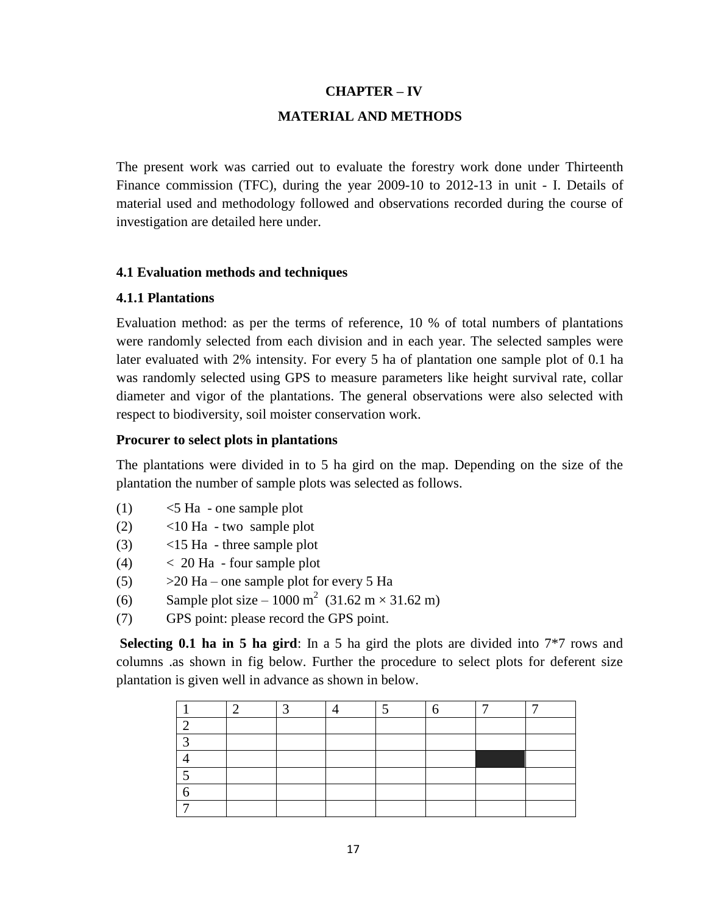## CHAPTER – IV

## MATERIAL AND METHODS

The present work was carried out to evaluate the forestry work done under Thirteenth Finance commission (TFC), during the year 2009-10 to 2012-13 in unit - I. Details of material used and methodology followed and observations recorded during the course of investigation are detailed here under.

### 4.1 Evaluation methods and techniques

#### 4.1.1 Plantations

Evaluation method: as per the terms of reference, 10 % of total numbers of plantations were randomly selected from each division and in each year. The selected samples were later evaluated with 2% intensity. For every 5 ha of plantation one sample plot of 0.1 ha was randomly selected using GPS to measure parameters like height survival rate, collar diameter and vigor of the plantations. The general observations were also selected with respect to biodiversity, soil moister conservation work.

**Procurer to select plots in plantations**

The plantations were divided in to 5 ha gird on the map. Depending on the size of the plantation the number of sample plots was selected as follows.

(1) <5 Ha - one sample plot

(2) <10 Ha - two sample plot

(3) <15 Ha - three sample plot

(4) < 20 Ha - four sample plot

(5) >20 Ha – one sample plot for every 5 Ha

(6) Sample plot size – 1000 $m^2$ (31.62 m × 31.62 m)

(7) GPS point: please record the GPS point.

**Selecting 0.1 ha in 5 ha gird**: In a 5 ha gird the plots are divided into 7*7 rows and columns .as shown in fig below. Further the procedure to select plots for deferent size plantation is given well in advance as shown in below.

| 1 | 2 | 3 | 4 | 5 | 6 | 7 | 7 |
|---|---|---|---|---|---|---|---|
| 2 | | | | | | | |
| 3 | | | | | | | |
| 4 | | | | | | ■ | |
| 5 | | | | | | | |
| 6 | | | | | | | |
| 7 | | | | | | | |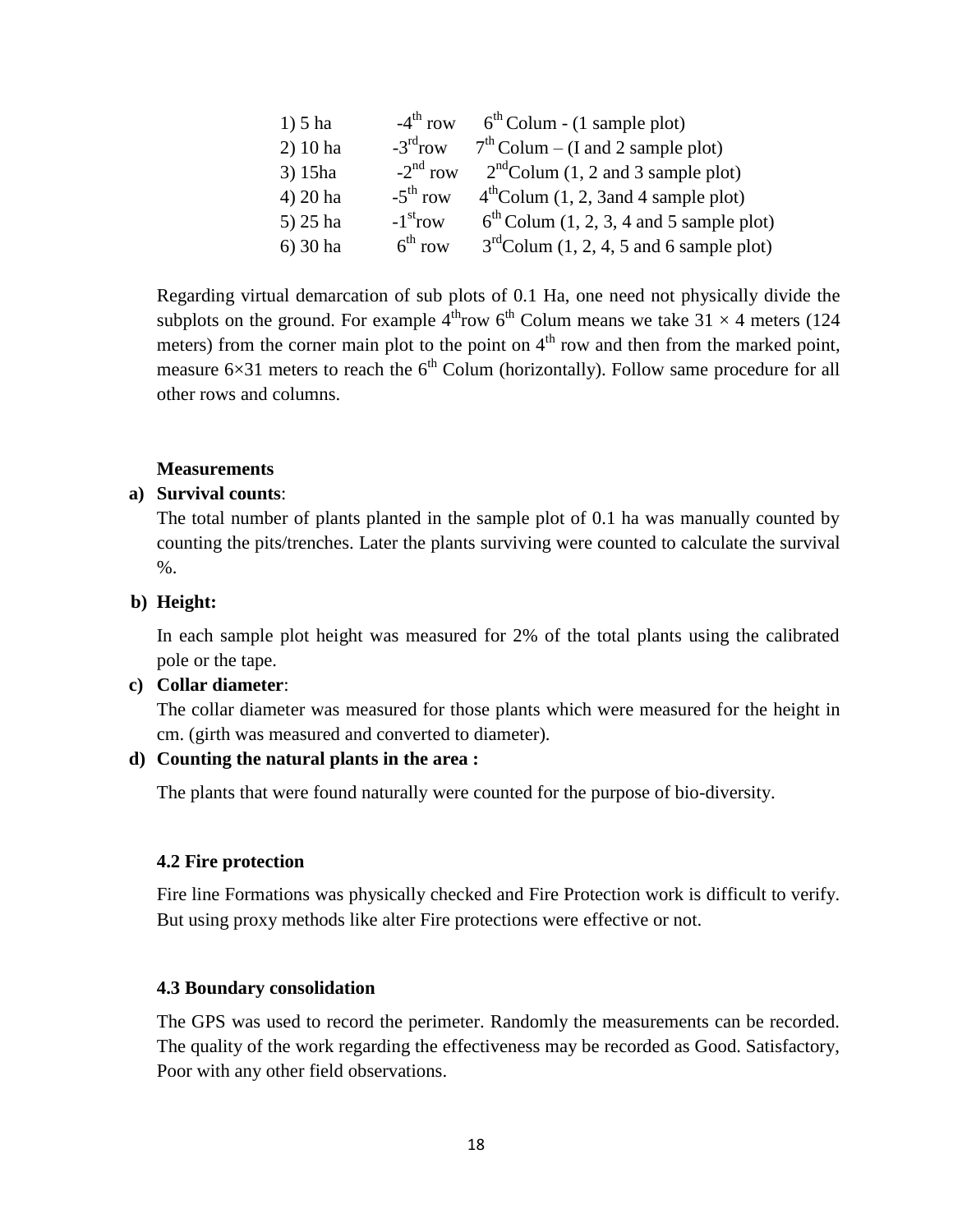1) 5 ha -4th row 6th Colum - (1 sample plot)
2) 10 ha -3rdrow 7th Colum – (I and 2 sample plot)
3) 15ha -2nd row 2ndColum (1, 2 and 3 sample plot)
4) 20 ha -5th row 4thColum (1, 2, 3and 4 sample plot)
5) 25 ha -1strow 6th Colum (1, 2, 3, 4 and 5 sample plot)
6) 30 ha 6th row 3rdColum (1, 2, 4, 5 and 6 sample plot)

Regarding virtual demarcation of sub plots of 0.1 Ha, one need not physically divide the subplots on the ground. For example 4throw 6th Colum means we take $31 \times 4$ meters (124 meters) from the corner main plot to the point on 4th row and then from the marked point, measure $6 \times 31$ meters to reach the 6th Colum (horizontally). Follow same procedure for all other rows and columns.

**Measurements**

**a) Survival counts**:

The total number of plants planted in the sample plot of 0.1 ha was manually counted by counting the pits/trenches. Later the plants surviving were counted to calculate the survival %.

**b) Height:**

In each sample plot height was measured for 2% of the total plants using the calibrated pole or the tape.

**c) Collar diameter**:

The collar diameter was measured for those plants which were measured for the height in cm. (girth was measured and converted to diameter).

**d) Counting the natural plants in the area :**

The plants that were found naturally were counted for the purpose of bio-diversity.

### 4.2 Fire protection

Fire line Formations was physically checked and Fire Protection work is difficult to verify. But using proxy methods like alter Fire protections were effective or not.

### 4.3 Boundary consolidation

The GPS was used to record the perimeter. Randomly the measurements can be recorded. The quality of the work regarding the effectiveness may be recorded as Good. Satisfactory, Poor with any other field observations.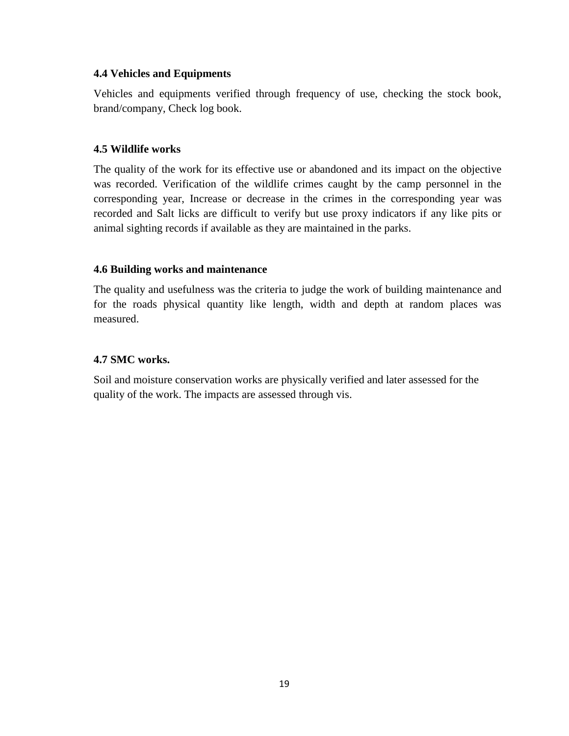### 4.4 Vehicles and Equipments

Vehicles and equipments verified through frequency of use, checking the stock book, brand/company, Check log book.

### 4.5 Wildlife works

The quality of the work for its effective use or abandoned and its impact on the objective was recorded. Verification of the wildlife crimes caught by the camp personnel in the corresponding year, Increase or decrease in the crimes in the corresponding year was recorded and Salt licks are difficult to verify but use proxy indicators if any like pits or animal sighting records if available as they are maintained in the parks.

### 4.6 Building works and maintenance

The quality and usefulness was the criteria to judge the work of building maintenance and for the roads physical quantity like length, width and depth at random places was measured.

### 4.7 SMC works.

Soil and moisture conservation works are physically verified and later assessed for the quality of the work. The impacts are assessed through vis.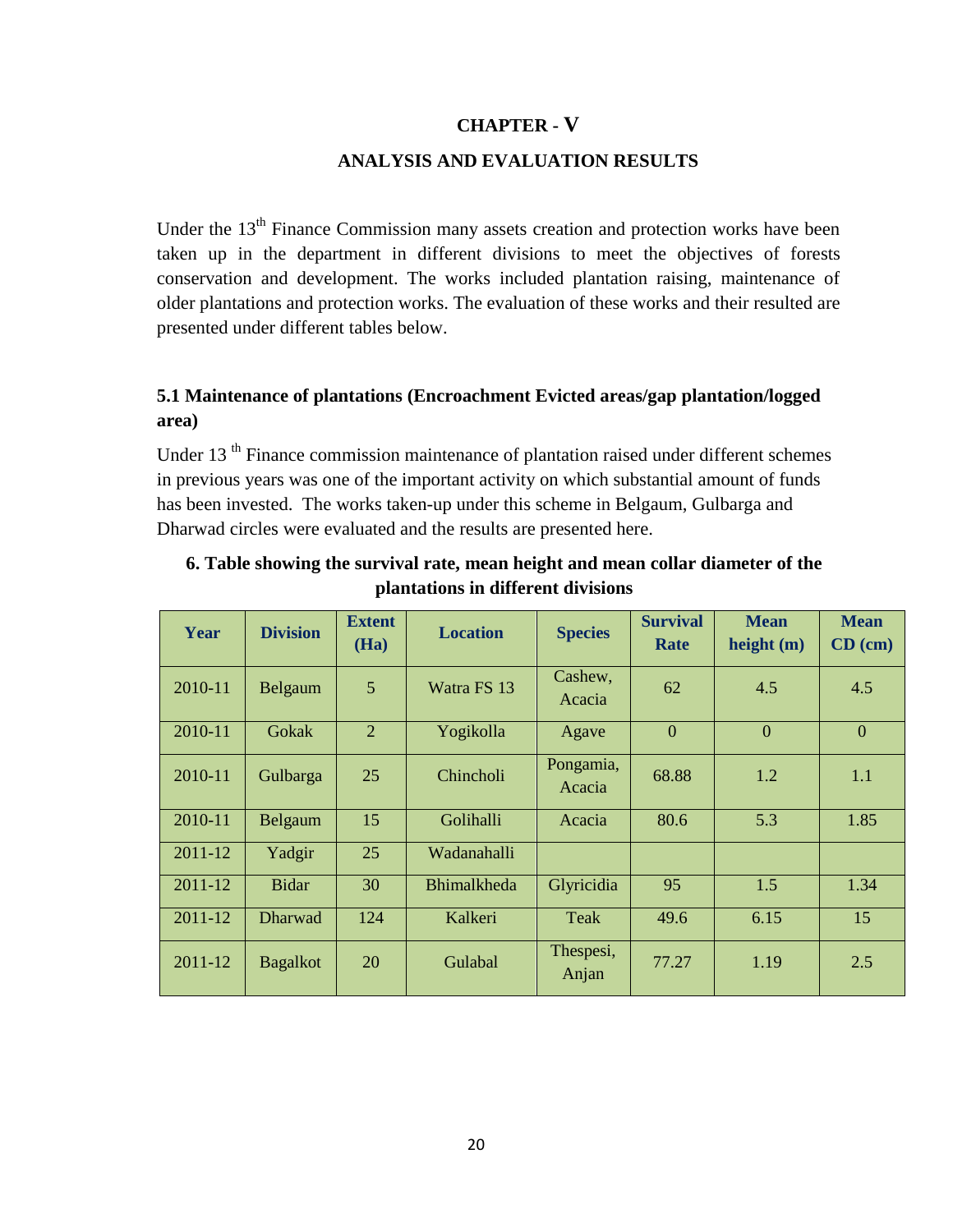# CHAPTER - V

## ANALYSIS AND EVALUATION RESULTS

Under the 13th Finance Commission many assets creation and protection works have been taken up in the department in different divisions to meet the objectives of forests conservation and development. The works included plantation raising, maintenance of older plantations and protection works. The evaluation of these works and their resulted are presented under different tables below.

### 5.1 Maintenance of plantations (Encroachment Evicted areas/gap plantation/logged area)

Under 13 th Finance commission maintenance of plantation raised under different schemes in previous years was one of the important activity on which substantial amount of funds has been invested. The works taken-up under this scheme in Belgaum, Gulbarga and Dharwad circles were evaluated and the results are presented here.

**6. Table showing the survival rate, mean height and mean collar diameter of the plantations in different divisions**

| Year | Division | Extent (Ha) | Location | Species | Survival Rate | Mean height (m) | Mean CD (cm) |
|---|---|---|---|---|---|---|---|
| 2010-11 | Belgaum | 5 | Watra FS 13 | Cashew, Acacia | 62 | 4.5 | 4.5 |
| 2010-11 | Gokak | 2 | Yogikolla | Agave | 0 | 0 | 0 |
| 2010-11 | Gulbarga | 25 | Chincholi | Pongamia, Acacia | 68.88 | 1.2 | 1.1 |
| 2010-11 | Belgaum | 15 | Golihalli | Acacia | 80.6 | 5.3 | 1.85 |
| 2011-12 | Yadgir | 25 | Wadanahalli | | | | |
| 2011-12 | Bidar | 30 | Bhimalkheda | Glyricidia | 95 | 1.5 | 1.34 |
| 2011-12 | Dharwad | 124 | Kalkeri | Teak | 49.6 | 6.15 | 15 |
| 2011-12 | Bagalkot | 20 | Gulabal | Thespesi, Anjan | 77.27 | 1.19 | 2.5 |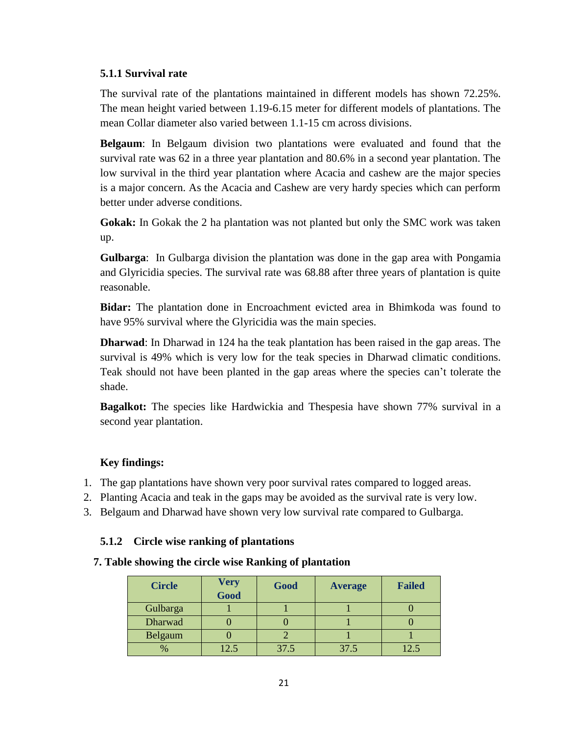### 5.1.1 Survival rate

The survival rate of the plantations maintained in different models has shown 72.25%. The mean height varied between 1.19-6.15 meter for different models of plantations. The mean Collar diameter also varied between 1.1-15 cm across divisions.

**Belgaum**: In Belgaum division two plantations were evaluated and found that the survival rate was 62 in a three year plantation and 80.6% in a second year plantation. The low survival in the third year plantation where Acacia and cashew are the major species is a major concern. As the Acacia and Cashew are very hardy species which can perform better under adverse conditions.

**Gokak:** In Gokak the 2 ha plantation was not planted but only the SMC work was taken up.

**Gulbarga**: In Gulbarga division the plantation was done in the gap area with Pongamia and Glyricidia species. The survival rate was 68.88 after three years of plantation is quite reasonable.

**Bidar:** The plantation done in Encroachment evicted area in Bhimkoda was found to have 95% survival where the Glyricidia was the main species.

**Dharwad**: In Dharwad in 124 ha the teak plantation has been raised in the gap areas. The survival is 49% which is very low for the teak species in Dharwad climatic conditions. Teak should not have been planted in the gap areas where the species can't tolerate the shade.

**Bagalkot:** The species like Hardwickia and Thespesia have shown 77% survival in a second year plantation.

**Key findings:**

1. The gap plantations have shown very poor survival rates compared to logged areas.
2. Planting Acacia and teak in the gaps may be avoided as the survival rate is very low.
3. Belgaum and Dharwad have shown very low survival rate compared to Gulbarga.

### 5.1.2 Circle wise ranking of plantations

**7. Table showing the circle wise Ranking of plantation**

| Circle | Very Good | Good | Average | Failed |
|---|---|---|---|---|
| Gulbarga | 1 | 1 | 1 | 0 |
| Dharwad | 0 | 0 | 1 | 0 |
| Belgaum | 0 | 2 | 1 | 1 |
| % | 12.5 | 37.5 | 37.5 | 12.5 |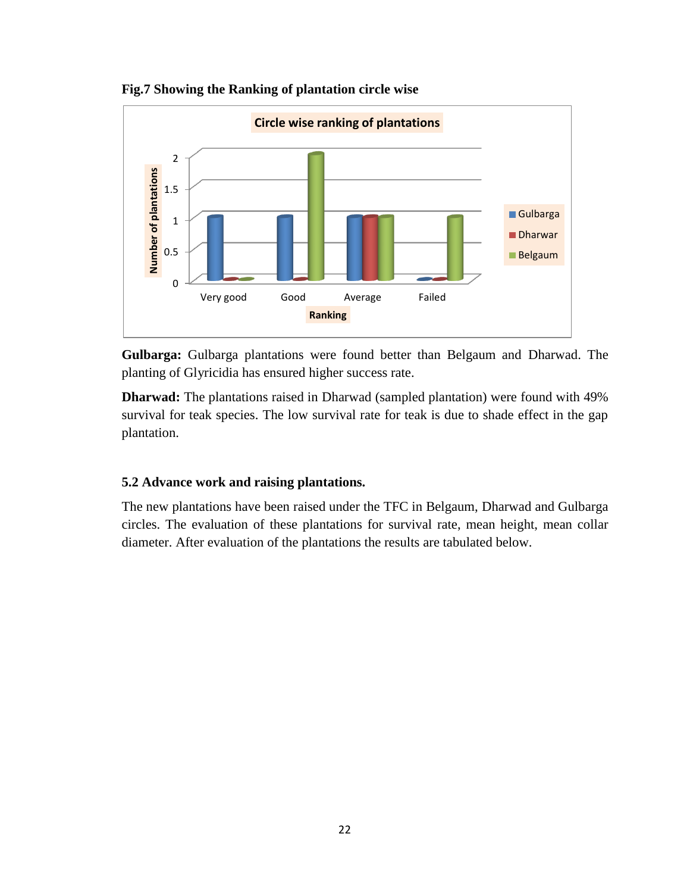**Fig.7 Showing the Ranking of plantation circle wise**

**Gulbarga:** Gulbarga plantations were found better than Belgaum and Dharwad. The planting of Glyricidia has ensured higher success rate.

**Dharwad:** The plantations raised in Dharwad (sampled plantation) were found with 49% survival for teak species. The low survival rate for teak is due to shade effect in the gap plantation.

### 5.2 Advance work and raising plantations.

The new plantations have been raised under the TFC in Belgaum, Dharwad and Gulbarga circles. The evaluation of these plantations for survival rate, mean height, mean collar diameter. After evaluation of the plantations the results are tabulated below.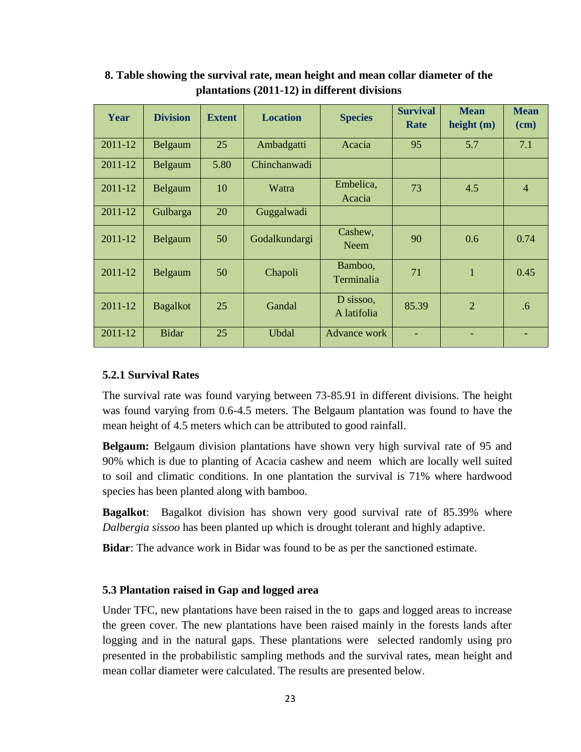**8. Table showing the survival rate, mean height and mean collar diameter of the plantations (2011-12) in different divisions**

| Year | Division | Extent | Location | Species | Survival Rate | Mean height (m) | Mean (cm) |
|---|---|---|---|---|---|---|---|
| 2011-12 | Belgaum | 25 | Ambadgatti | Acacia | 95 | 5.7 | 7.1 |
| 2011-12 | Belgaum | 5.80 | Chinchanwadi | | | | |
| 2011-12 | Belgaum | 10 | Watra | Embelica, Acacia | 73 | 4.5 | 4 |
| 2011-12 | Gulbarga | 20 | Guggalwadi | | | | |
| 2011-12 | Belgaum | 50 | Godalkundargi | Cashew, Neem | 90 | 0.6 | 0.74 |
| 2011-12 | Belgaum | 50 | Chapoli | Bamboo, Terminalia | 71 | 1 | 0.45 |
| 2011-12 | Bagalkot | 25 | Gandal | D sissoo, A latifolia | 85.39 | 2 | .6 |
| 2011-12 | Bidar | 25 | Ubdal | Advance work | - | - | - |

### 5.2.1 Survival Rates

The survival rate was found varying between 73-85.91 in different divisions. The height was found varying from 0.6-4.5 meters. The Belgaum plantation was found to have the mean height of 4.5 meters which can be attributed to good rainfall.

**Belgaum:** Belgaum division plantations have shown very high survival rate of 95 and 90% which is due to planting of Acacia cashew and neem which are locally well suited to soil and climatic conditions. In one plantation the survival is 71% where hardwood species has been planted along with bamboo.

**Bagalkot**: Bagalkot division has shown very good survival rate of 85.39% where *Dalbergia sissoo* has been planted up which is drought tolerant and highly adaptive.

**Bidar**: The advance work in Bidar was found to be as per the sanctioned estimate.

### 5.3 Plantation raised in Gap and logged area

Under TFC, new plantations have been raised in the to gaps and logged areas to increase the green cover. The new plantations have been raised mainly in the forests lands after logging and in the natural gaps. These plantations were selected randomly using pro presented in the probabilistic sampling methods and the survival rates, mean height and mean collar diameter were calculated. The results are presented below.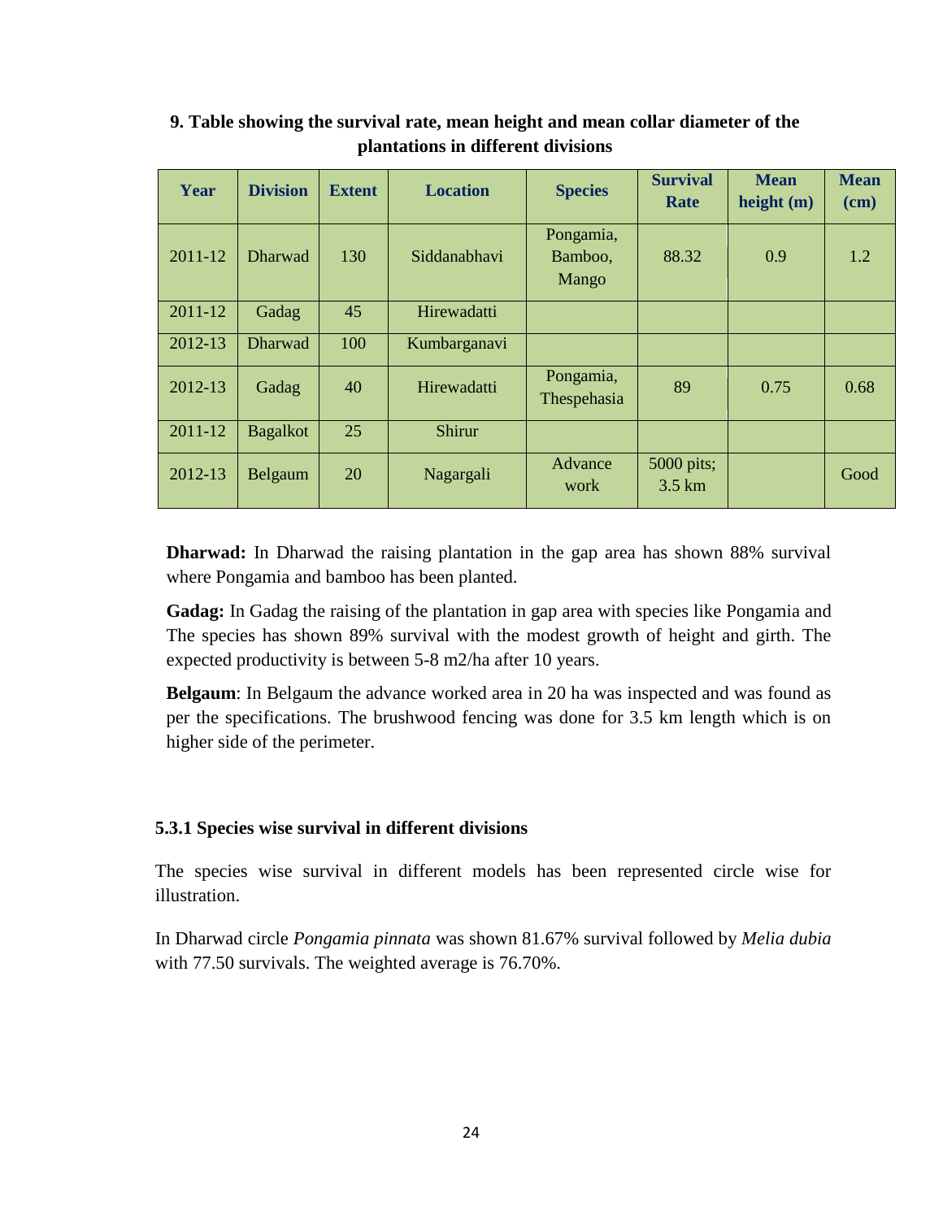**9. Table showing the survival rate, mean height and mean collar diameter of the plantations in different divisions**

| Year | Division | Extent | Location | Species | Survival Rate | Mean height (m) | Mean (cm) |
|---|---|---|---|---|---|---|---|
| 2011-12 | Dharwad | 130 | Siddanabhavi | Pongamia, Bamboo, Mango | 88.32 | 0.9 | 1.2 |
| 2011-12 | Gadag | 45 | Hirewadatti | | | | |
| 2012-13 | Dharwad | 100 | Kumbarganavi | | | | |
| 2012-13 | Gadag | 40 | Hirewadatti | Pongamia, Thespehasia | 89 | 0.75 | 0.68 |
| 2011-12 | Bagalkot | 25 | Shirur | | | | |
| 2012-13 | Belgaum | 20 | Nagargali | Advance work | 5000 pits; 3.5 km | | Good |

**Dharwad:** In Dharwad the raising plantation in the gap area has shown 88% survival where Pongamia and bamboo has been planted.

**Gadag:** In Gadag the raising of the plantation in gap area with species like Pongamia and The species has shown 89% survival with the modest growth of height and girth. The expected productivity is between 5-8 m2/ha after 10 years.

**Belgaum**: In Belgaum the advance worked area in 20 ha was inspected and was found as per the specifications. The brushwood fencing was done for 3.5 km length which is on higher side of the perimeter.

### 5.3.1 Species wise survival in different divisions

The species wise survival in different models has been represented circle wise for illustration.

In Dharwad circle *Pongamia pinnata* was shown 81.67% survival followed by *Melia dubia* with 77.50 survivals. The weighted average is 76.70%.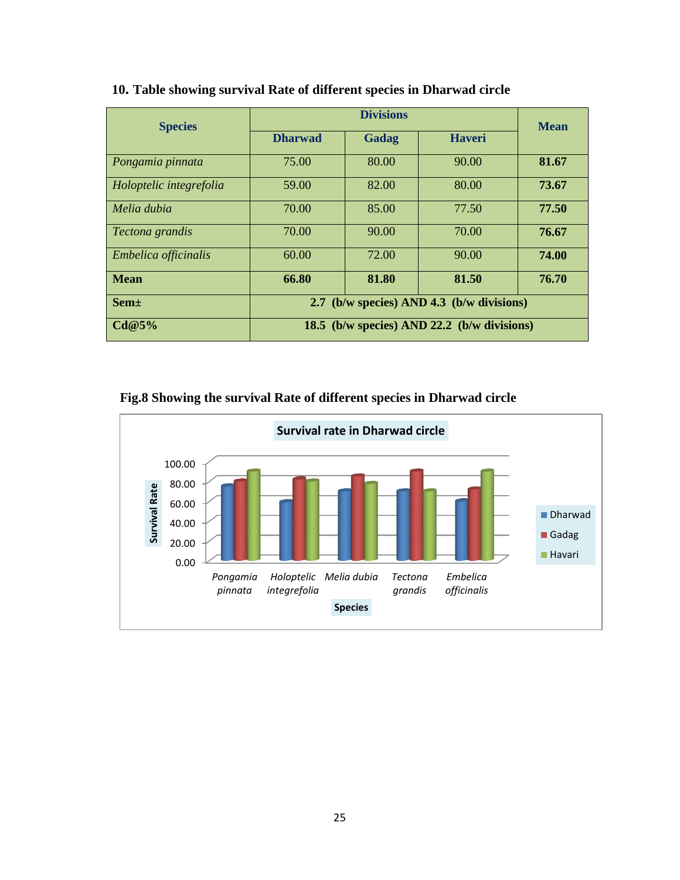**10. Table showing survival Rate of different species in Dharwad circle**

| Species | Divisions | | | Mean |
|---|---|---|---|---|
| | Dharwad | Gadag | Haveri | |
| *Pongamia pinnata* | 75.00 | 80.00 | 90.00 | **81.67** |
| *Holoptelic integrefolia* | 59.00 | 82.00 | 80.00 | **73.67** |
| *Melia dubia* | 70.00 | 85.00 | 77.50 | **77.50** |
| *Tectona grandis* | 70.00 | 90.00 | 70.00 | **76.67** |
| *Embelica officinalis* | 60.00 | 72.00 | 90.00 | **74.00** |
| **Mean** | **66.80** | **81.80** | **81.50** | **76.70** |
| **Sem±** | **2.7 (b/w species) AND 4.3 (b/w divisions)** | | | |
| **Cd@5%** | **18.5 (b/w species) AND 22.2 (b/w divisions)** | | | |

**Fig.8 Showing the survival Rate of different species in Dharwad circle**

Survival rate in Dharwad circle

| Species | Dharwad | Gadag | Havari |
|---|---|---|---|
| *Pongamia pinnata* | 75.00 | 80.00 | 90.00 |
| *Holoptelic integrefolia* | 59.00 | 82.00 | 80.00 |
| *Melia dubia* | 70.00 | 85.00 | 77.50 |
| *Tectona grandis* | 70.00 | 90.00 | 70.00 |
| *Embelica officinalis* | 60.00 | 72.00 | 90.00 |

Y-axis: Survival Rate (0.00–100.00); X-axis: Species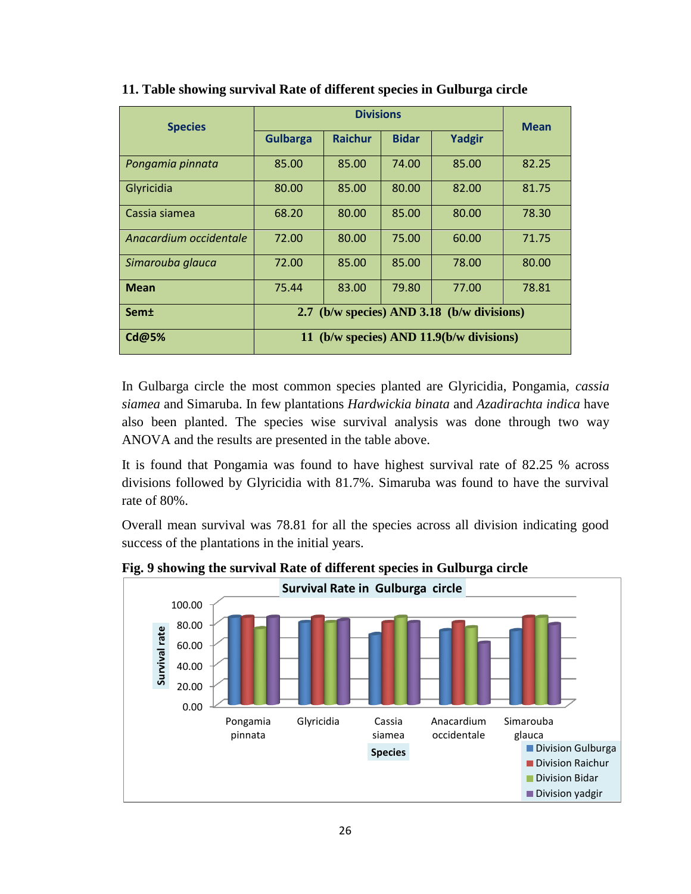**11. Table showing survival Rate of different species in Gulburga circle**

| Species | Divisions | | | | Mean |
|---|---|---|---|---|---|
| | Gulbarga | Raichur | Bidar | Yadgir | |
| *Pongamia pinnata* | 85.00 | 85.00 | 74.00 | 85.00 | 82.25 |
| Glyricidia | 80.00 | 85.00 | 80.00 | 82.00 | 81.75 |
| Cassia siamea | 68.20 | 80.00 | 85.00 | 80.00 | 78.30 |
| *Anacardium occidentale* | 72.00 | 80.00 | 75.00 | 60.00 | 71.75 |
| *Simarouba glauca* | 72.00 | 85.00 | 85.00 | 78.00 | 80.00 |
| **Mean** | 75.44 | 83.00 | 79.80 | 77.00 | 78.81 |
| **Sem±** | 2.7 (b/w species) AND 3.18 (b/w divisions) | | | | |
| **Cd@5%** | 11 (b/w species) AND 11.9(b/w divisions) | | | | |

In Gulbarga circle the most common species planted are Glyricidia, Pongamia, *cassia siamea* and Simaruba. In few plantations *Hardwickia binata* and *Azadirachta indica* have also been planted. The species wise survival analysis was done through two way ANOVA and the results are presented in the table above.

It is found that Pongamia was found to have highest survival rate of 82.25 % across divisions followed by Glyricidia with 81.7%. Simaruba was found to have the survival rate of 80%.

Overall mean survival was 78.81 for all the species across all division indicating good success of the plantations in the initial years.

**Fig. 9 showing the survival Rate of different species in Gulburga circle**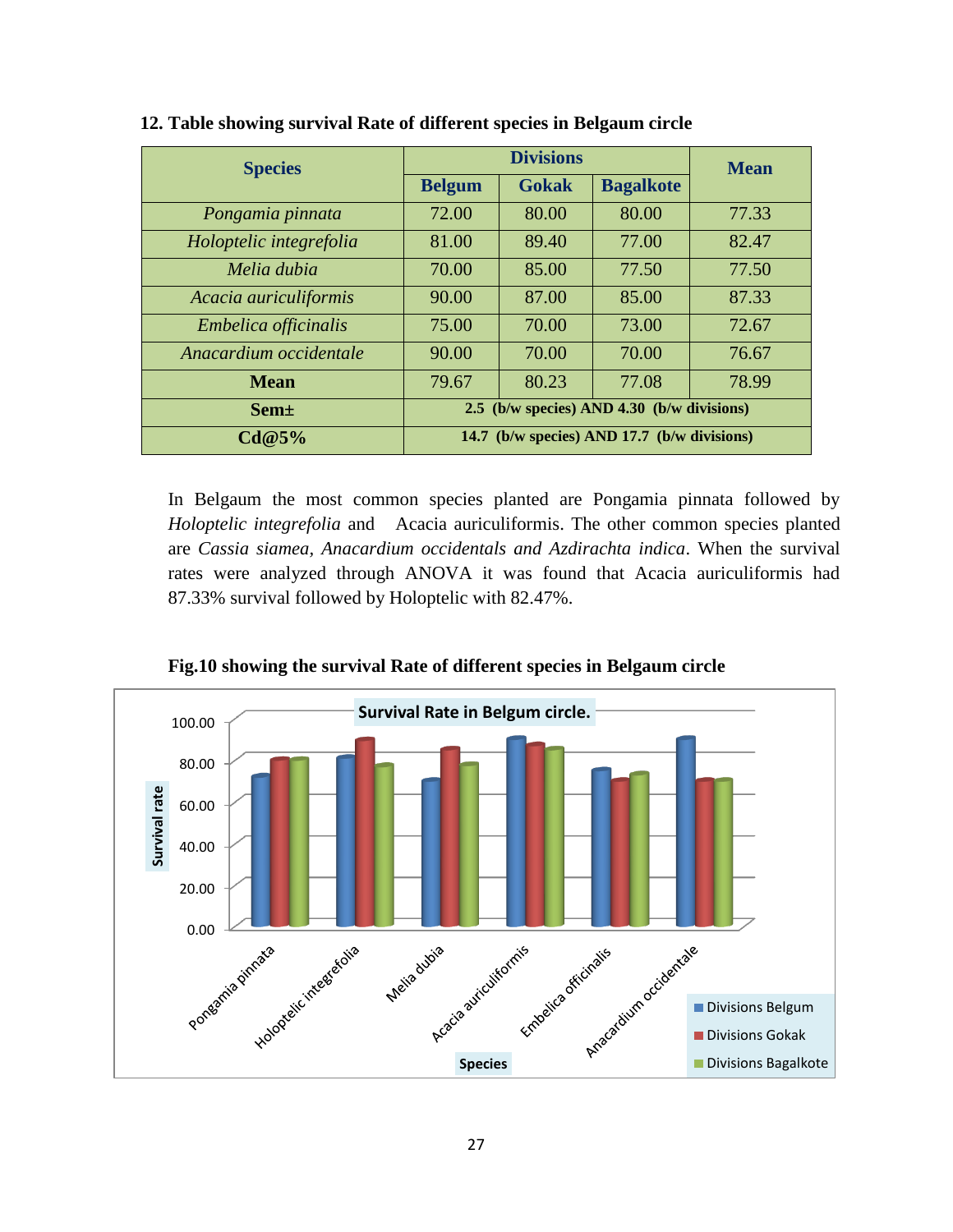**12. Table showing survival Rate of different species in Belgaum circle**

| Species | Divisions | | | Mean |
|---|---|---|---|---|
| | Belgum | Gokak | Bagalkote | |
| *Pongamia pinnata* | 72.00 | 80.00 | 80.00 | 77.33 |
| *Holoptelic integrefolia* | 81.00 | 89.40 | 77.00 | 82.47 |
| *Melia dubia* | 70.00 | 85.00 | 77.50 | 77.50 |
| *Acacia auriculiformis* | 90.00 | 87.00 | 85.00 | 87.33 |
| *Embelica officinalis* | 75.00 | 70.00 | 73.00 | 72.67 |
| *Anacardium occidentale* | 90.00 | 70.00 | 70.00 | 76.67 |
| **Mean** | 79.67 | 80.23 | 77.08 | 78.99 |
| **Sem±** | 2.5 (b/w species) AND 4.30 (b/w divisions) | | | |
| **Cd@5%** | 14.7 (b/w species) AND 17.7 (b/w divisions) | | | |

In Belgaum the most common species planted are Pongamia pinnata followed by *Holoptelic integrefolia* and Acacia auriculiformis. The other common species planted are *Cassia siamea, Anacardium occidentals and Azdirachta indica*. When the survival rates were analyzed through ANOVA it was found that Acacia auriculiformis had 87.33% survival followed by Holoptelic with 82.47%.

**Fig.10 showing the survival Rate of different species in Belgaum circle**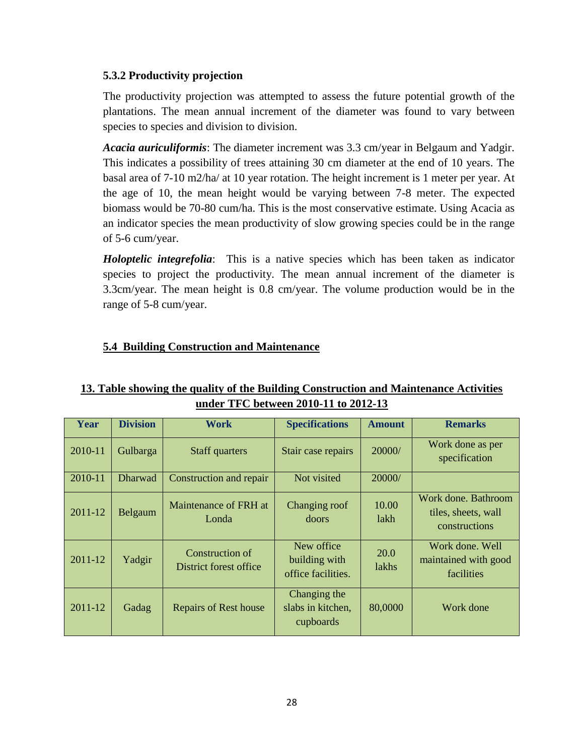### 5.3.2 Productivity projection

The productivity projection was attempted to assess the future potential growth of the plantations. The mean annual increment of the diameter was found to vary between species to species and division to division.

***Acacia auriculiformis***: The diameter increment was 3.3 cm/year in Belgaum and Yadgir. This indicates a possibility of trees attaining 30 cm diameter at the end of 10 years. The basal area of 7-10 m2/ha/ at 10 year rotation. The height increment is 1 meter per year. At the age of 10, the mean height would be varying between 7-8 meter. The expected biomass would be 70-80 cum/ha. This is the most conservative estimate. Using Acacia as an indicator species the mean productivity of slow growing species could be in the range of 5-6 cum/year.

***Holoptelic integrefolia***: This is a native species which has been taken as indicator species to project the productivity. The mean annual increment of the diameter is 3.3cm/year. The mean height is 0.8 cm/year. The volume production would be in the range of 5-8 cum/year.

### 5.4 Building Construction and Maintenance

**13. Table showing the quality of the Building Construction and Maintenance Activities under TFC between 2010-11 to 2012-13**

| Year | Division | Work | Specifications | Amount | Remarks |
|---|---|---|---|---|---|
| 2010-11 | Gulbarga | Staff quarters | Stair case repairs | 20000/ | Work done as per specification |
| 2010-11 | Dharwad | Construction and repair | Not visited | 20000/ | |
| 2011-12 | Belgaum | Maintenance of FRH at Londa | Changing roof doors | 10.00 lakh | Work done. Bathroom tiles, sheets, wall constructions |
| 2011-12 | Yadgir | Construction of District forest office | New office building with office facilities. | 20.0 lakhs | Work done. Well maintained with good facilities |
| 2011-12 | Gadag | Repairs of Rest house | Changing the slabs in kitchen, cupboards | 80,0000 | Work done |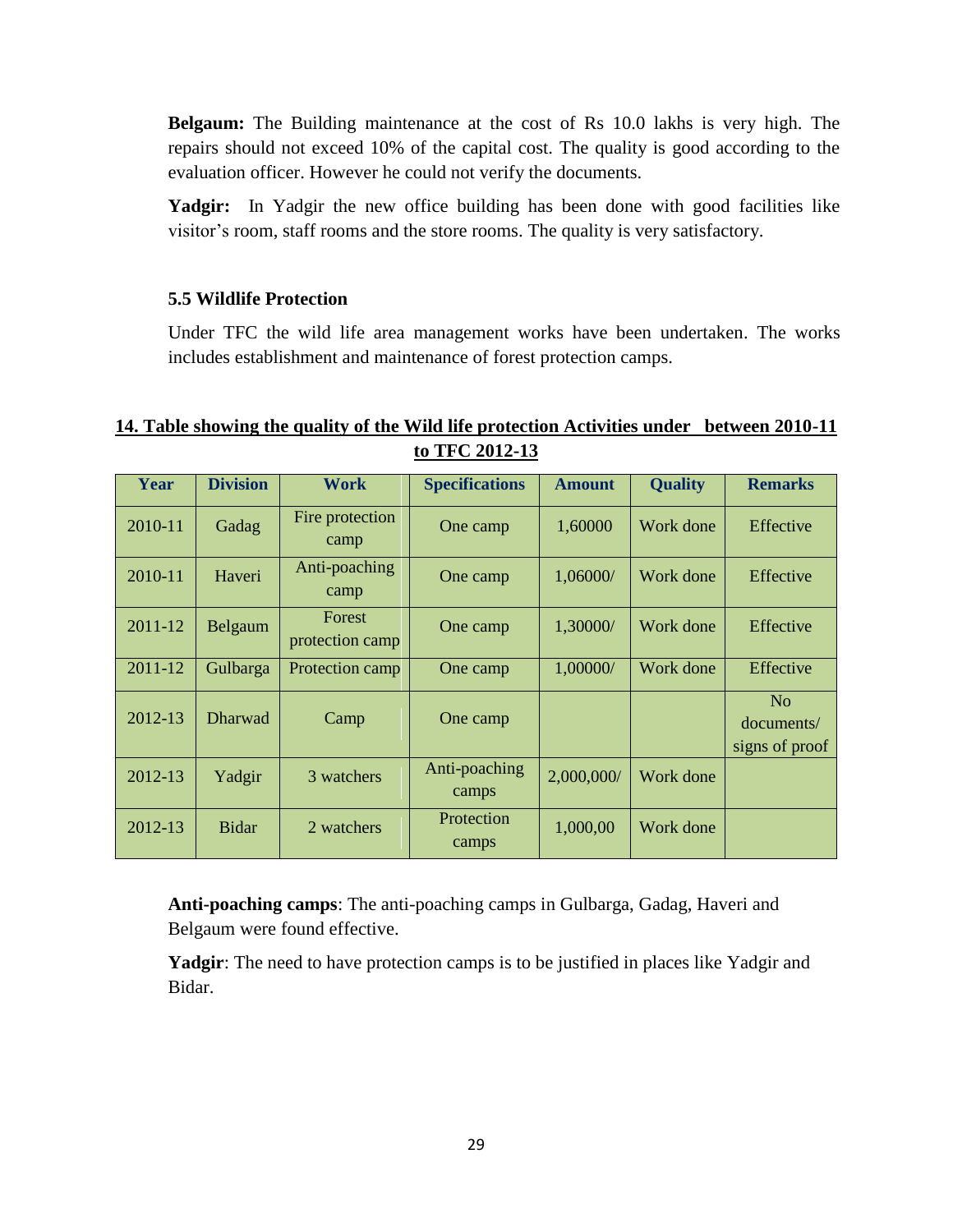**Belgaum:** The Building maintenance at the cost of Rs 10.0 lakhs is very high. The repairs should not exceed 10% of the capital cost. The quality is good according to the evaluation officer. However he could not verify the documents.

**Yadgir:** In Yadgir the new office building has been done with good facilities like visitor's room, staff rooms and the store rooms. The quality is very satisfactory.

### 5.5 Wildlife Protection

Under TFC the wild life area management works have been undertaken. The works includes establishment and maintenance of forest protection camps.

**14. Table showing the quality of the Wild life protection Activities under between 2010-11 to TFC 2012-13**

| Year | Division | Work | Specifications | Amount | Quality | Remarks |
|---|---|---|---|---|---|---|
| 2010-11 | Gadag | Fire protection camp | One camp | 1,60000 | Work done | Effective |
| 2010-11 | Haveri | Anti-poaching camp | One camp | 1,06000/ | Work done | Effective |
| 2011-12 | Belgaum | Forest protection camp | One camp | 1,30000/ | Work done | Effective |
| 2011-12 | Gulbarga | Protection camp | One camp | 1,00000/ | Work done | Effective |
| 2012-13 | Dharwad | Camp | One camp | | | No documents/ signs of proof |
| 2012-13 | Yadgir | 3 watchers | Anti-poaching camps | 2,000,000/ | Work done | |
| 2012-13 | Bidar | 2 watchers | Protection camps | 1,000,00 | Work done | |

**Anti-poaching camps**: The anti-poaching camps in Gulbarga, Gadag, Haveri and Belgaum were found effective.

**Yadgir**: The need to have protection camps is to be justified in places like Yadgir and Bidar.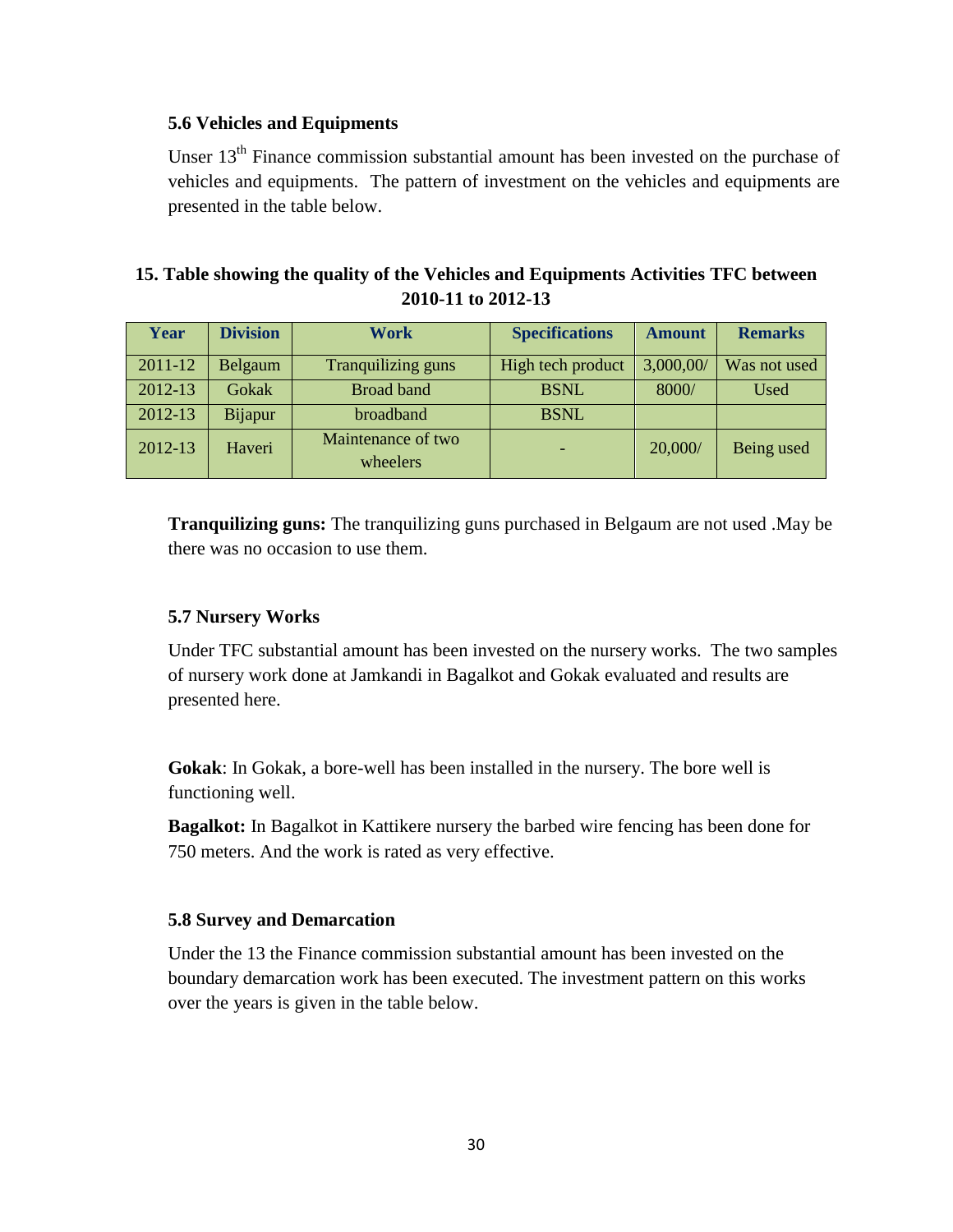### 5.6 Vehicles and Equipments

Unser 13th Finance commission substantial amount has been invested on the purchase of vehicles and equipments. The pattern of investment on the vehicles and equipments are presented in the table below.

**15. Table showing the quality of the Vehicles and Equipments Activities TFC between 2010-11 to 2012-13**

| Year | Division | Work | Specifications | Amount | Remarks |
|---|---|---|---|---|---|
| 2011-12 | Belgaum | Tranquilizing guns | High tech product | 3,000,00/ | Was not used |
| 2012-13 | Gokak | Broad band | BSNL | 8000/ | Used |
| 2012-13 | Bijapur | broadband | BSNL | | |
| 2012-13 | Haveri | Maintenance of two wheelers | - | 20,000/ | Being used |

**Tranquilizing guns:** The tranquilizing guns purchased in Belgaum are not used .May be there was no occasion to use them.

### 5.7 Nursery Works

Under TFC substantial amount has been invested on the nursery works. The two samples of nursery work done at Jamkandi in Bagalkot and Gokak evaluated and results are presented here.

**Gokak**: In Gokak, a bore-well has been installed in the nursery. The bore well is functioning well.

**Bagalkot:** In Bagalkot in Kattikere nursery the barbed wire fencing has been done for 750 meters. And the work is rated as very effective.

### 5.8 Survey and Demarcation

Under the 13 the Finance commission substantial amount has been invested on the boundary demarcation work has been executed. The investment pattern on this works over the years is given in the table below.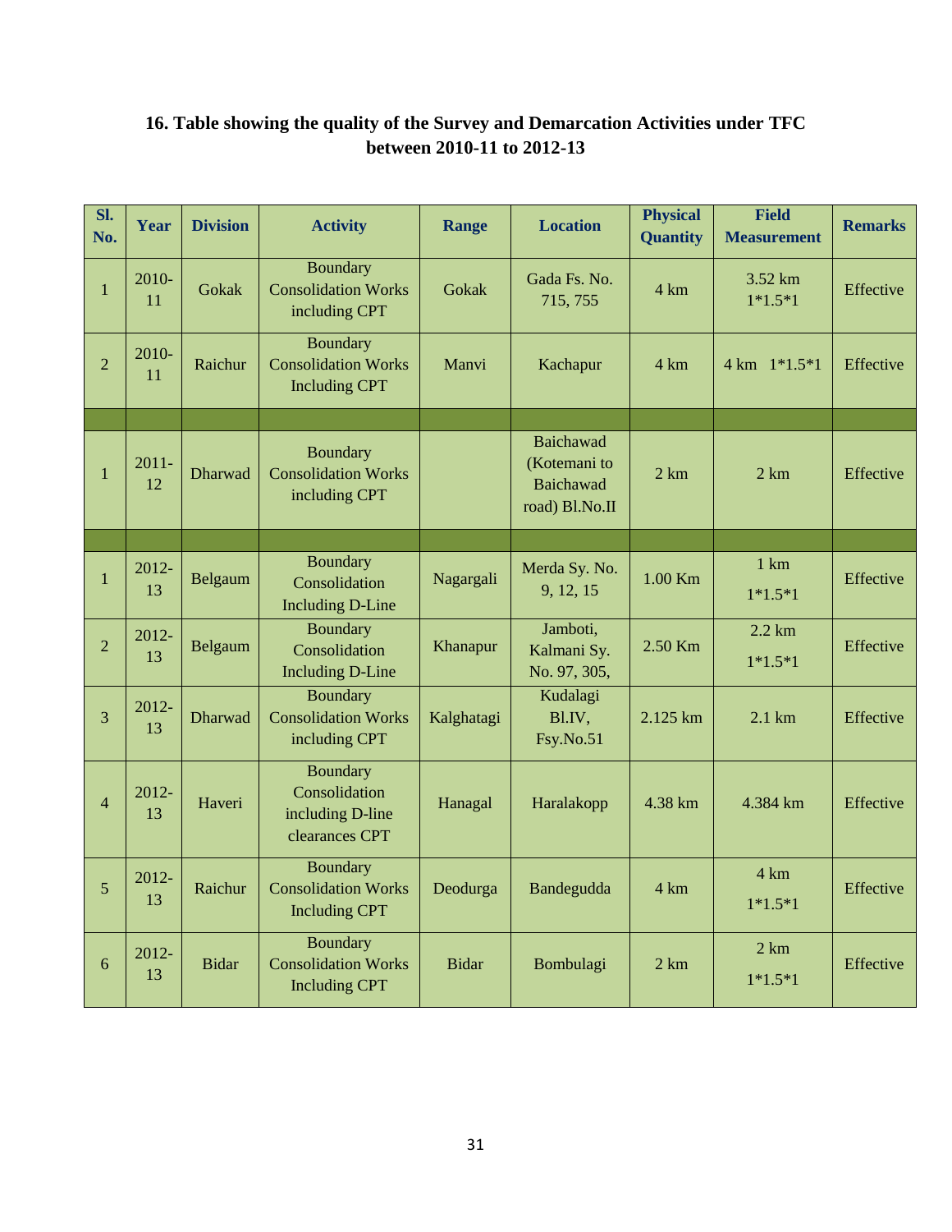## 16. Table showing the quality of the Survey and Demarcation Activities under TFC between 2010-11 to 2012-13

| Sl. No. | Year | Division | Activity | Range | Location | Physical Quantity | Field Measurement | Remarks |
|---|---|---|---|---|---|---|---|---|
| 1 | 2010-11 | Gokak | Boundary Consolidation Works including CPT | Gokak | Gada Fs. No. 715, 755 | 4 km | 3.52 km 1*1.5*1 | Effective |
| 2 | 2010-11 | Raichur | Boundary Consolidation Works Including CPT | Manvi | Kachapur | 4 km | 4 km 1*1.5*1 | Effective |
| | | | | | | | | |
| 1 | 2011-12 | Dharwad | Boundary Consolidation Works including CPT | | Baichawad (Kotemani to Baichawad road) Bl.No.II | 2 km | 2 km | Effective |
| | | | | | | | | |
| 1 | 2012-13 | Belgaum | Boundary Consolidation Including D-Line | Nagargali | Merda Sy. No. 9, 12, 15 | 1.00 Km | 1 km 1*1.5*1 | Effective |
| 2 | 2012-13 | Belgaum | Boundary Consolidation Including D-Line | Khanapur | Jamboti, Kalmani Sy. No. 97, 305, | 2.50 Km | 2.2 km 1*1.5*1 | Effective |
| 3 | 2012-13 | Dharwad | Boundary Consolidation Works including CPT | Kalghatagi | Kudalagi Bl.IV, Fsy.No.51 | 2.125 km | 2.1 km | Effective |
| 4 | 2012-13 | Haveri | Boundary Consolidation including D-line clearances CPT | Hanagal | Haralakopp | 4.38 km | 4.384 km | Effective |
| 5 | 2012-13 | Raichur | Boundary Consolidation Works Including CPT | Deodurga | Bandegudda | 4 km | 4 km 1*1.5*1 | Effective |
| 6 | 2012-13 | Bidar | Boundary Consolidation Works Including CPT | Bidar | Bombulagi | 2 km | 2 km 1*1.5*1 | Effective |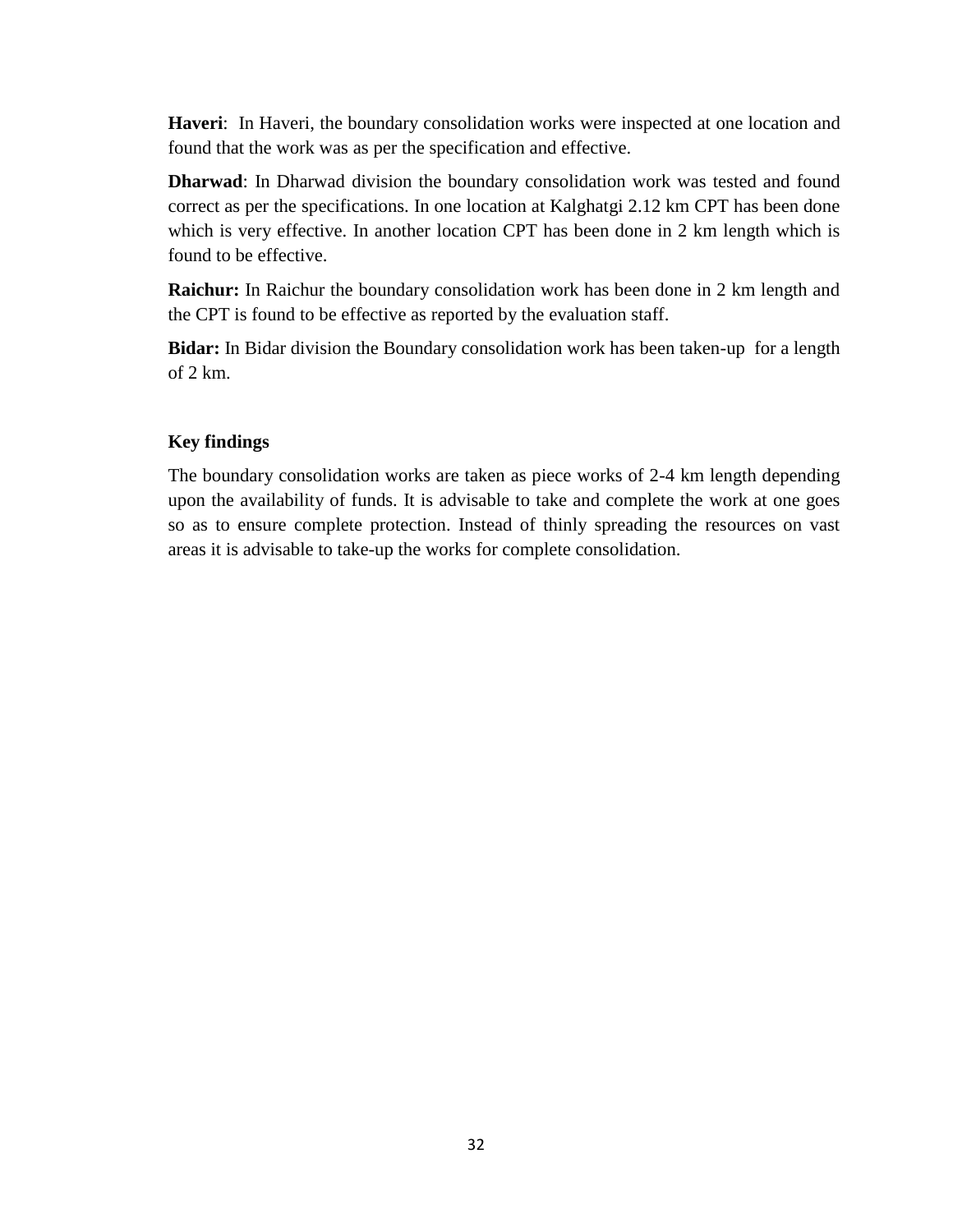**Haveri**: In Haveri, the boundary consolidation works were inspected at one location and found that the work was as per the specification and effective.

**Dharwad**: In Dharwad division the boundary consolidation work was tested and found correct as per the specifications. In one location at Kalghatgi 2.12 km CPT has been done which is very effective. In another location CPT has been done in 2 km length which is found to be effective.

**Raichur:** In Raichur the boundary consolidation work has been done in 2 km length and the CPT is found to be effective as reported by the evaluation staff.

**Bidar:** In Bidar division the Boundary consolidation work has been taken-up for a length of 2 km.

**Key findings**

The boundary consolidation works are taken as piece works of 2-4 km length depending upon the availability of funds. It is advisable to take and complete the work at one goes so as to ensure complete protection. Instead of thinly spreading the resources on vast areas it is advisable to take-up the works for complete consolidation.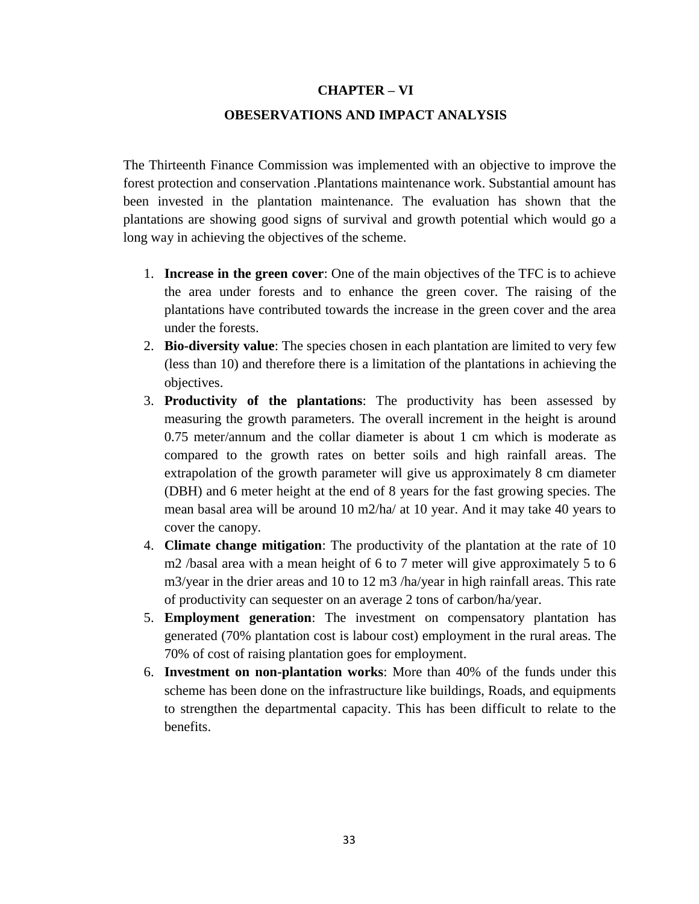# CHAPTER – VI

## OBESERVATIONS AND IMPACT ANALYSIS

The Thirteenth Finance Commission was implemented with an objective to improve the forest protection and conservation .Plantations maintenance work. Substantial amount has been invested in the plantation maintenance. The evaluation has shown that the plantations are showing good signs of survival and growth potential which would go a long way in achieving the objectives of the scheme.

1. **Increase in the green cover**: One of the main objectives of the TFC is to achieve the area under forests and to enhance the green cover. The raising of the plantations have contributed towards the increase in the green cover and the area under the forests.
2. **Bio-diversity value**: The species chosen in each plantation are limited to very few (less than 10) and therefore there is a limitation of the plantations in achieving the objectives.
3. **Productivity of the plantations**: The productivity has been assessed by measuring the growth parameters. The overall increment in the height is around 0.75 meter/annum and the collar diameter is about 1 cm which is moderate as compared to the growth rates on better soils and high rainfall areas. The extrapolation of the growth parameter will give us approximately 8 cm diameter (DBH) and 6 meter height at the end of 8 years for the fast growing species. The mean basal area will be around 10 m2/ha/ at 10 year. And it may take 40 years to cover the canopy.
4. **Climate change mitigation**: The productivity of the plantation at the rate of 10 m2 /basal area with a mean height of 6 to 7 meter will give approximately 5 to 6 m3/year in the drier areas and 10 to 12 m3 /ha/year in high rainfall areas. This rate of productivity can sequester on an average 2 tons of carbon/ha/year.
5. **Employment generation**: The investment on compensatory plantation has generated (70% plantation cost is labour cost) employment in the rural areas. The 70% of cost of raising plantation goes for employment.
6. **Investment on non-plantation works**: More than 40% of the funds under this scheme has been done on the infrastructure like buildings, Roads, and equipments to strengthen the departmental capacity. This has been difficult to relate to the benefits.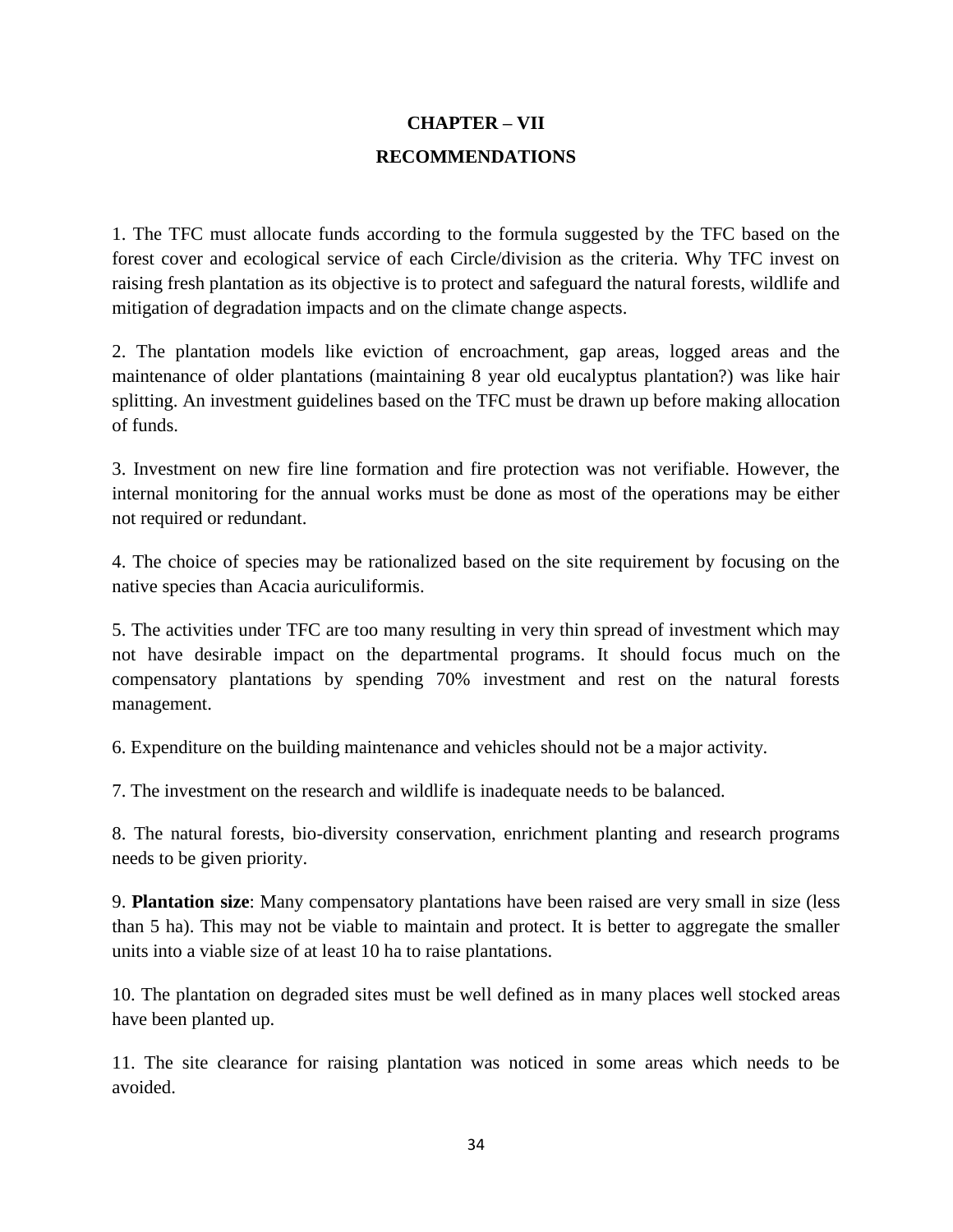# CHAPTER – VII

## RECOMMENDATIONS

1. The TFC must allocate funds according to the formula suggested by the TFC based on the forest cover and ecological service of each Circle/division as the criteria. Why TFC invest on raising fresh plantation as its objective is to protect and safeguard the natural forests, wildlife and mitigation of degradation impacts and on the climate change aspects.

2. The plantation models like eviction of encroachment, gap areas, logged areas and the maintenance of older plantations (maintaining 8 year old eucalyptus plantation?) was like hair splitting. An investment guidelines based on the TFC must be drawn up before making allocation of funds.

3. Investment on new fire line formation and fire protection was not verifiable. However, the internal monitoring for the annual works must be done as most of the operations may be either not required or redundant.

4. The choice of species may be rationalized based on the site requirement by focusing on the native species than Acacia auriculiformis.

5. The activities under TFC are too many resulting in very thin spread of investment which may not have desirable impact on the departmental programs. It should focus much on the compensatory plantations by spending 70% investment and rest on the natural forests management.

6. Expenditure on the building maintenance and vehicles should not be a major activity.

7. The investment on the research and wildlife is inadequate needs to be balanced.

8. The natural forests, bio-diversity conservation, enrichment planting and research programs needs to be given priority.

9. **Plantation size**: Many compensatory plantations have been raised are very small in size (less than 5 ha). This may not be viable to maintain and protect. It is better to aggregate the smaller units into a viable size of at least 10 ha to raise plantations.

10. The plantation on degraded sites must be well defined as in many places well stocked areas have been planted up.

11. The site clearance for raising plantation was noticed in some areas which needs to be avoided.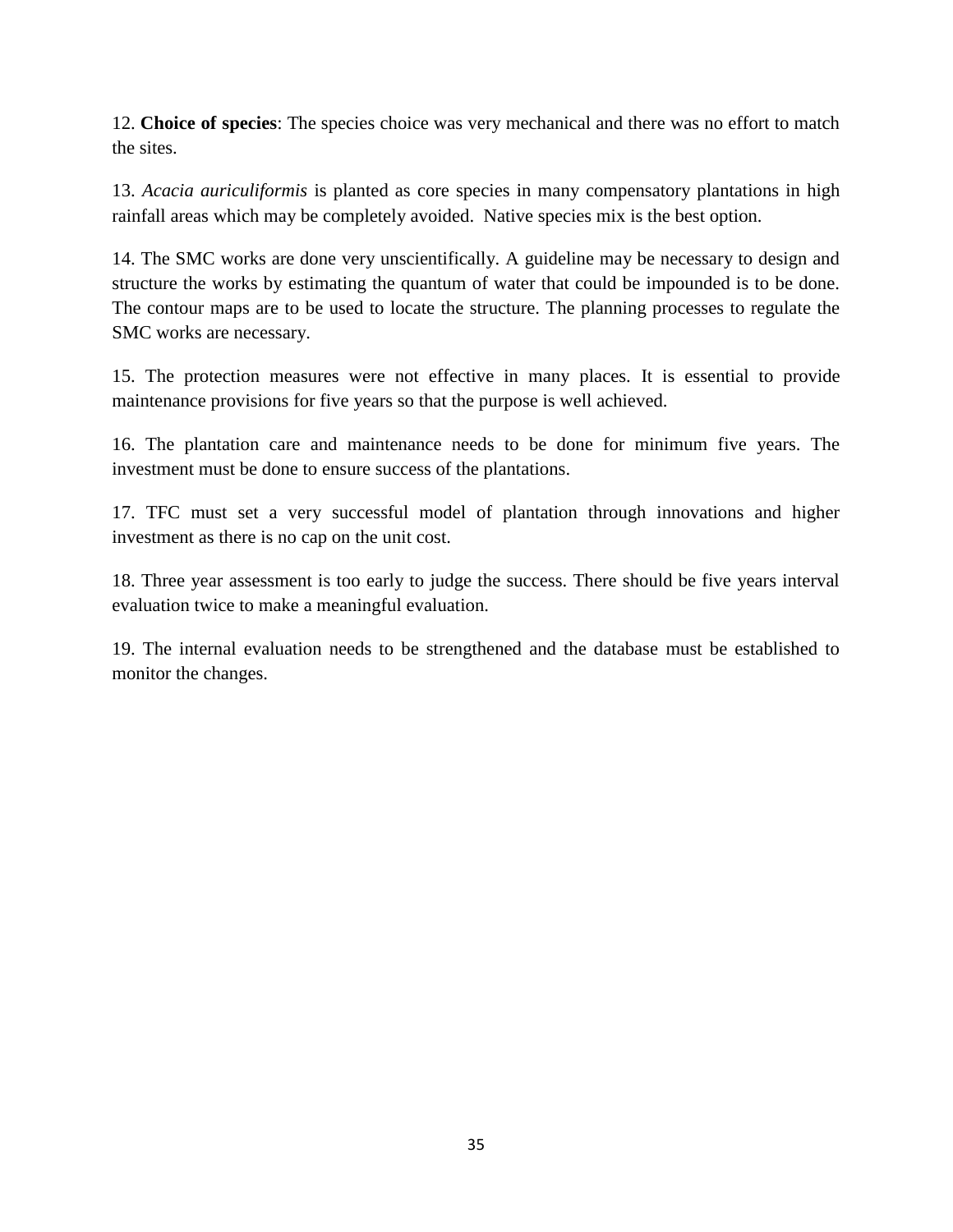12. **Choice of species**: The species choice was very mechanical and there was no effort to match the sites.

13. *Acacia auriculiformis* is planted as core species in many compensatory plantations in high rainfall areas which may be completely avoided.  Native species mix is the best option.

14. The SMC works are done very unscientifically. A guideline may be necessary to design and structure the works by estimating the quantum of water that could be impounded is to be done. The contour maps are to be used to locate the structure. The planning processes to regulate the SMC works are necessary.

15. The protection measures were not effective in many places. It is essential to provide maintenance provisions for five years so that the purpose is well achieved.

16. The plantation care and maintenance needs to be done for minimum five years. The investment must be done to ensure success of the plantations.

17. TFC must set a very successful model of plantation through innovations and higher investment as there is no cap on the unit cost.

18. Three year assessment is too early to judge the success. There should be five years interval evaluation twice to make a meaningful evaluation.

19. The internal evaluation needs to be strengthened and the database must be established to monitor the changes.